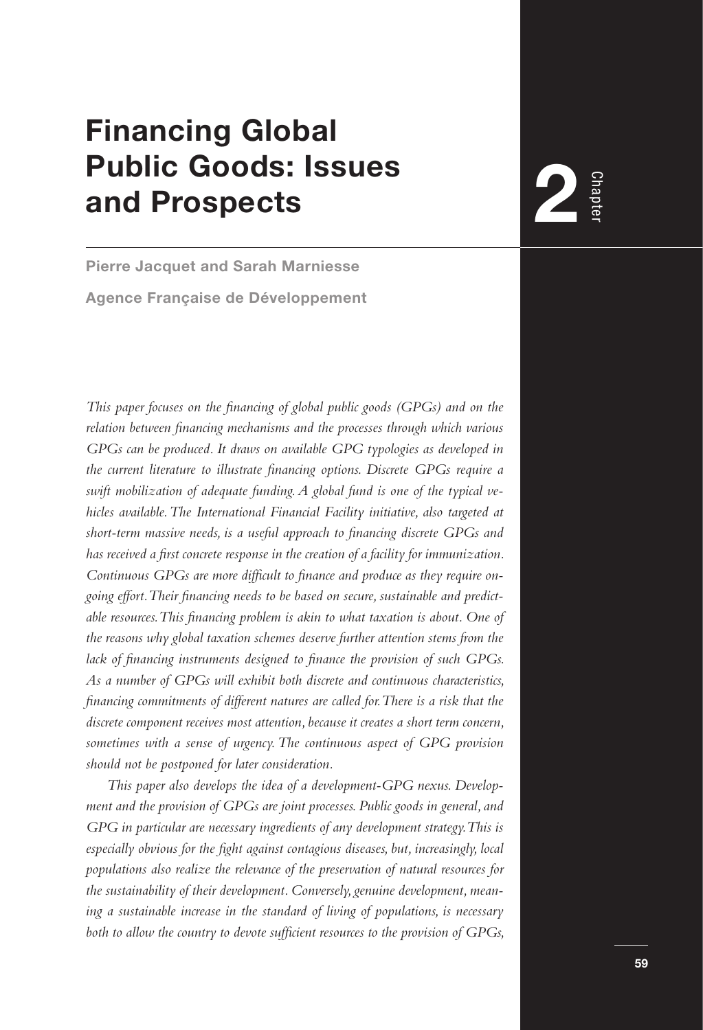# Financing Global Public Goods: Issues and Prospects

**Pierre Jacquet and Sarah Marniesse**

**Agence Française de Développement**

*This paper focuses on the financing of global public goods (GPGs) and on the relation between financing mechanisms and the processes through which various GPGs can be produced. It draws on available GPG typologies as developed in the current literature to illustrate financing options. Discrete GPGs require a swift mobilization of adequate funding. A global fund is one of the typical vehicles available. The International Financial Facility initiative, also targeted at short-term massive needs, is a useful approach to financing discrete GPGs and has received a first concrete response in the creation of a facility for immunization. Continuous GPGs are more difficult to finance and produce as they require ongoing effort. Their financing needs to be based on secure, sustainable and predictable resources. This financing problem is akin to what taxation is about. One of the reasons why global taxation schemes deserve further attention stems from the lack of financing instruments designed to finance the provision of such GPGs. As a number of GPGs will exhibit both discrete and continuous characteristics, financing commitments of different natures are called for. There is a risk that the discrete component receives most attention, because it creates a short term concern, sometimes with a sense of urgency. The continuous aspect of GPG provision should not be postponed for later consideration.*

*This paper also develops the idea of a development-GPG nexus. Development and the provision of GPGs are joint processes. Public goods in general, and GPG in particular are necessary ingredients of any development strategy. This is especially obvious for the fight against contagious diseases, but, increasingly, local populations also realize the relevance of the preservation of natural resources for the sustainability of their development. Conversely, genuine development, meaning a sustainable increase in the standard of living of populations, is necessary both to allow the country to devote sufficient resources to the provision of GPGs,*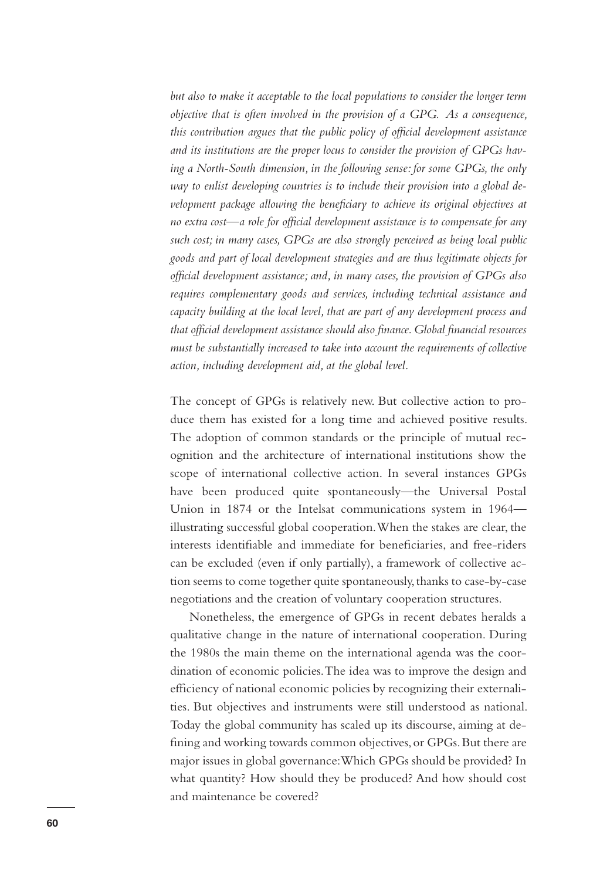*but also to make it acceptable to the local populations to consider the longer term objective that is often involved in the provision of a GPG. As a consequence, this contribution argues that the public policy of official development assistance and its institutions are the proper locus to consider the provision of GPGs having a North-South dimension, in the following sense: for some GPGs, the only way to enlist developing countries is to include their provision into a global development package allowing the beneficiary to achieve its original objectives at no extra cost—a role for official development assistance is to compensate for any such cost; in many cases, GPGs are also strongly perceived as being local public goods and part of local development strategies and are thus legitimate objects for official development assistance; and, in many cases, the provision of GPGs also requires complementary goods and services, including technical assistance and capacity building at the local level, that are part of any development process and that official development assistance should also finance. Global financial resources must be substantially increased to take into account the requirements of collective action, including development aid, at the global level.*

The concept of GPGs is relatively new. But collective action to produce them has existed for a long time and achieved positive results. The adoption of common standards or the principle of mutual recognition and the architecture of international institutions show the scope of international collective action. In several instances GPGs have been produced quite spontaneously—the Universal Postal Union in 1874 or the Intelsat communications system in 1964—illustrating successful global cooperation. When the stakes are clear, the interests identifiable and immediate for beneficiaries, and free-riders can be excluded (even if only partially), a framework of collective action seems to come together quite spontaneously, thanks to case-by-case negotiations and the creation of voluntary cooperation structures.

Nonetheless, the emergence of GPGs in recent debates heralds a qualitative change in the nature of international cooperation. During the 1980s the main theme on the international agenda was the coordination of economic policies. The idea was to improve the design and efficiency of national economic policies by recognizing their externalities. But objectives and instruments were still understood as national. Today the global community has scaled up its discourse, aiming at defining and working towards common objectives, or GPGs. But there are major issues in global governance: Which GPGs should be provided? In what quantity? How should they be produced? And how should cost and maintenance be covered?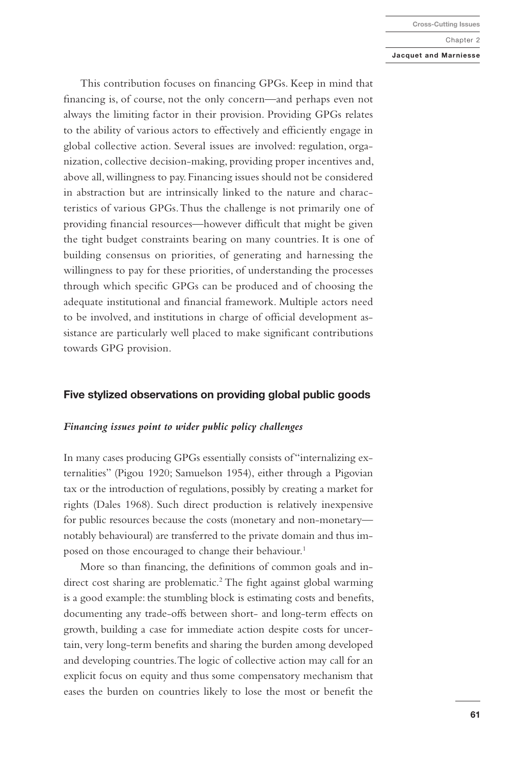This contribution focuses on financing GPGs. Keep in mind that financing is, of course, not the only concern—and perhaps even not always the limiting factor in their provision. Providing GPGs relates to the ability of various actors to effectively and efficiently engage in global collective action. Several issues are involved: regulation, organization, collective decision-making, providing proper incentives and, above all, willingness to pay. Financing issues should not be considered in abstraction but are intrinsically linked to the nature and characteristics of various GPGs. Thus the challenge is not primarily one of providing financial resources—however difficult that might be given the tight budget constraints bearing on many countries. It is one of building consensus on priorities, of generating and harnessing the willingness to pay for these priorities, of understanding the processes through which specific GPGs can be produced and of choosing the adequate institutional and financial framework. Multiple actors need to be involved, and institutions in charge of official development assistance are particularly well placed to make significant contributions towards GPG provision.

## Five stylized observations on providing global public goods

### *Financing issues point to wider public policy challenges*

In many cases producing GPGs essentially consists of "internalizing externalities" (Pigou 1920; Samuelson 1954), either through a Pigovian tax or the introduction of regulations, possibly by creating a market for rights (Dales 1968). Such direct production is relatively inexpensive for public resources because the costs (monetary and non-monetary—notably behavioural) are transferred to the private domain and thus imposed on those encouraged to change their behaviour.[1]

More so than financing, the definitions of common goals and indirect cost sharing are problematic.[2] The fight against global warming is a good example: the stumbling block is estimating costs and benefits, documenting any trade-offs between short- and long-term effects on growth, building a case for immediate action despite costs for uncertain, very long-term benefits and sharing the burden among developed and developing countries. The logic of collective action may call for an explicit focus on equity and thus some compensatory mechanism that eases the burden on countries likely to lose the most or benefit the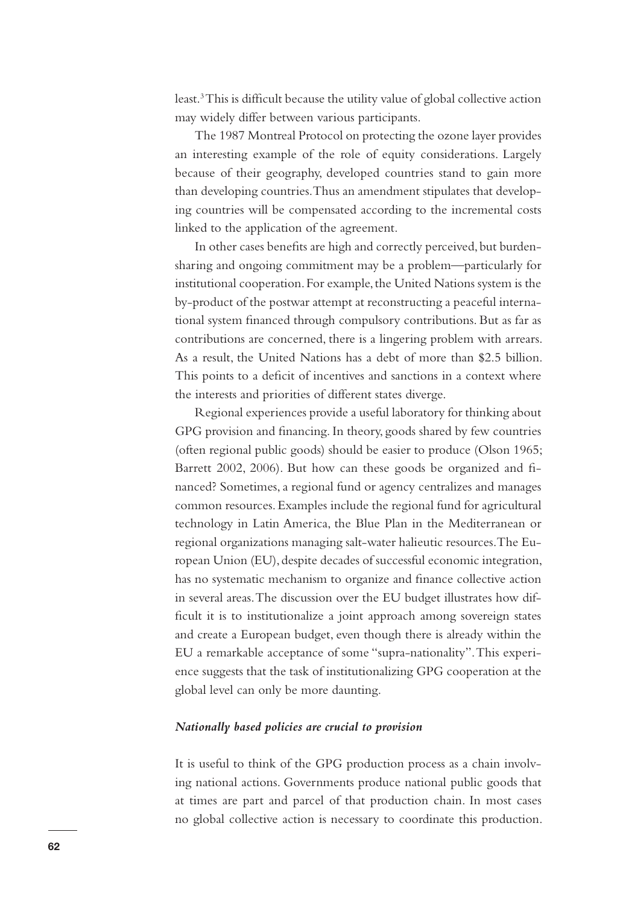least.[3] This is difficult because the utility value of global collective action may widely differ between various participants.

The 1987 Montreal Protocol on protecting the ozone layer provides an interesting example of the role of equity considerations. Largely because of their geography, developed countries stand to gain more than developing countries. Thus an amendment stipulates that developing countries will be compensated according to the incremental costs linked to the application of the agreement.

In other cases benefits are high and correctly perceived, but burden-sharing and ongoing commitment may be a problem—particularly for institutional cooperation. For example, the United Nations system is the by-product of the postwar attempt at reconstructing a peaceful international system financed through compulsory contributions. But as far as contributions are concerned, there is a lingering problem with arrears. As a result, the United Nations has a debt of more than $2.5 billion. This points to a deficit of incentives and sanctions in a context where the interests and priorities of different states diverge.

Regional experiences provide a useful laboratory for thinking about GPG provision and financing. In theory, goods shared by few countries (often regional public goods) should be easier to produce (Olson 1965; Barrett 2002, 2006). But how can these goods be organized and financed? Sometimes, a regional fund or agency centralizes and manages common resources. Examples include the regional fund for agricultural technology in Latin America, the Blue Plan in the Mediterranean or regional organizations managing salt-water halieutic resources. The European Union (EU), despite decades of successful economic integration, has no systematic mechanism to organize and finance collective action in several areas. The discussion over the EU budget illustrates how difficult it is to institutionalize a joint approach among sovereign states and create a European budget, even though there is already within the EU a remarkable acceptance of some "supra-nationality". This experience suggests that the task of institutionalizing GPG cooperation at the global level can only be more daunting.

#### *Nationally based policies are crucial to provision*

It is useful to think of the GPG production process as a chain involving national actions. Governments produce national public goods that at times are part and parcel of that production chain. In most cases no global collective action is necessary to coordinate this production.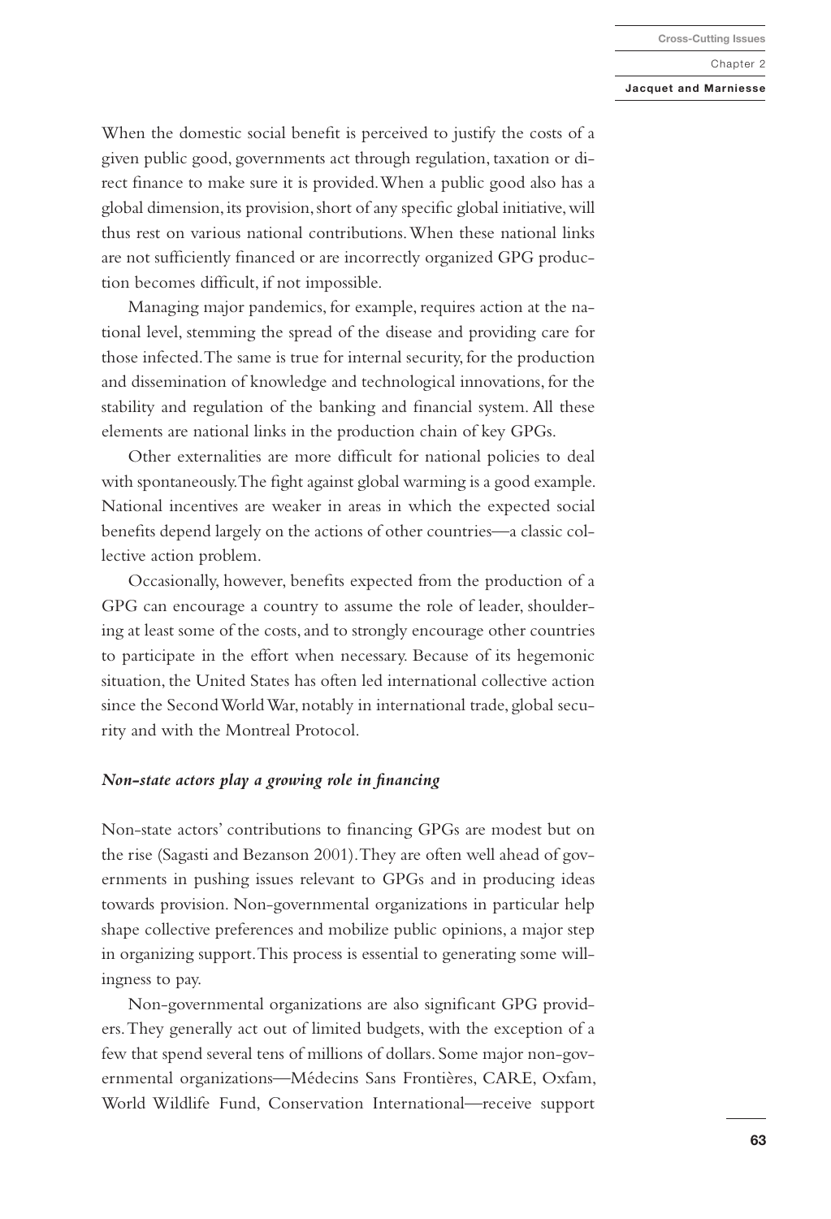When the domestic social benefit is perceived to justify the costs of a given public good, governments act through regulation, taxation or direct finance to make sure it is provided. When a public good also has a global dimension, its provision, short of any specific global initiative, will thus rest on various national contributions. When these national links are not sufficiently financed or are incorrectly organized GPG production becomes difficult, if not impossible.

Managing major pandemics, for example, requires action at the national level, stemming the spread of the disease and providing care for those infected. The same is true for internal security, for the production and dissemination of knowledge and technological innovations, for the stability and regulation of the banking and financial system. All these elements are national links in the production chain of key GPGs.

Other externalities are more difficult for national policies to deal with spontaneously. The fight against global warming is a good example. National incentives are weaker in areas in which the expected social benefits depend largely on the actions of other countries—a classic collective action problem.

Occasionally, however, benefits expected from the production of a GPG can encourage a country to assume the role of leader, shouldering at least some of the costs, and to strongly encourage other countries to participate in the effort when necessary. Because of its hegemonic situation, the United States has often led international collective action since the Second World War, notably in international trade, global security and with the Montreal Protocol.

### *Non-state actors play a growing role in financing*

Non-state actors' contributions to financing GPGs are modest but on the rise (Sagasti and Bezanson 2001). They are often well ahead of governments in pushing issues relevant to GPGs and in producing ideas towards provision. Non-governmental organizations in particular help shape collective preferences and mobilize public opinions, a major step in organizing support. This process is essential to generating some willingness to pay.

Non-governmental organizations are also significant GPG providers. They generally act out of limited budgets, with the exception of a few that spend several tens of millions of dollars. Some major non-governmental organizations—Médecins Sans Frontières, CARE, Oxfam, World Wildlife Fund, Conservation International—receive support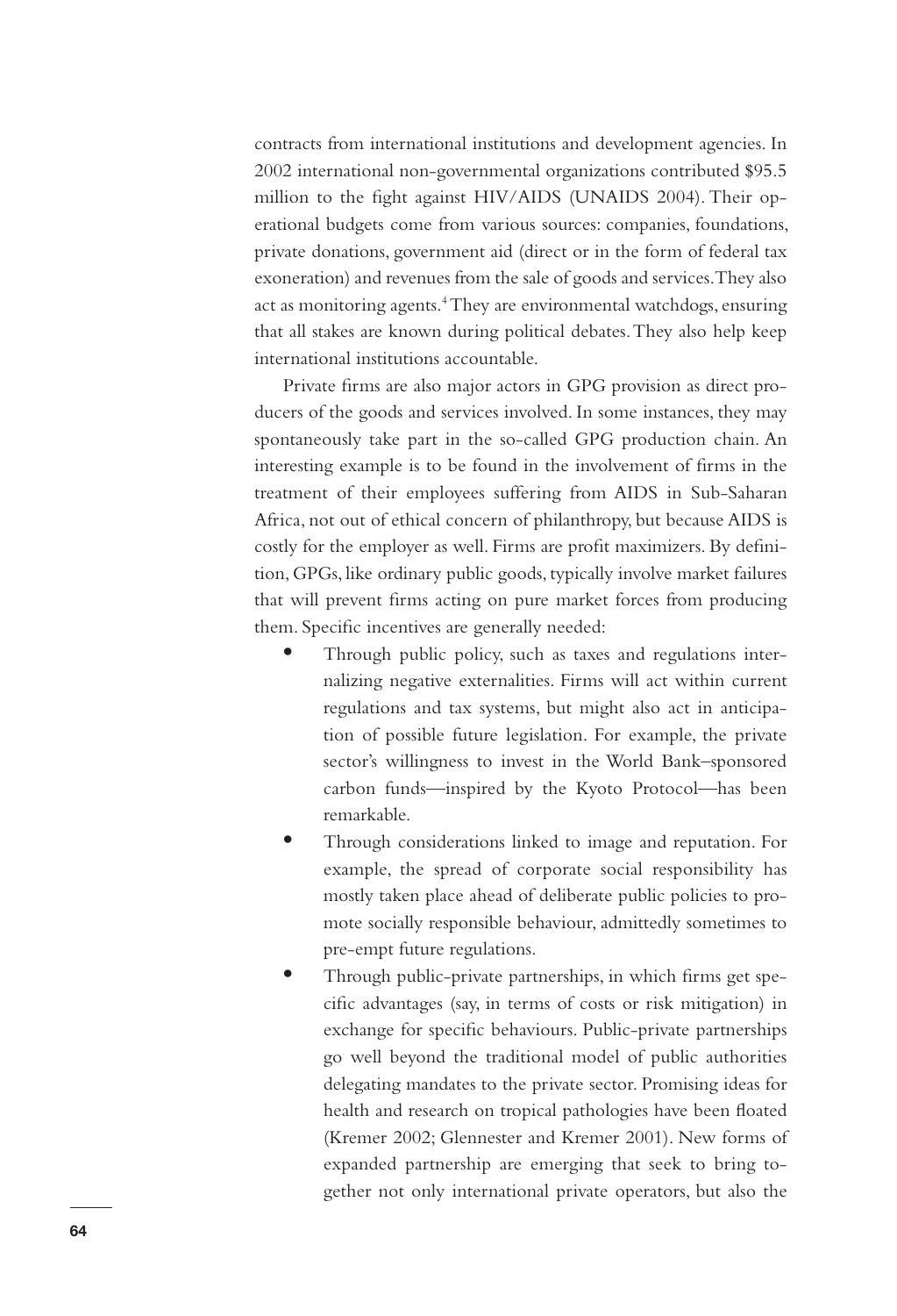contracts from international institutions and development agencies. In 2002 international non-governmental organizations contributed $95.5 million to the fight against HIV/AIDS (UNAIDS 2004). Their operational budgets come from various sources: companies, foundations, private donations, government aid (direct or in the form of federal tax exoneration) and revenues from the sale of goods and services. They also act as monitoring agents.[4] They are environmental watchdogs, ensuring that all stakes are known during political debates. They also help keep international institutions accountable.

Private firms are also major actors in GPG provision as direct producers of the goods and services involved. In some instances, they may spontaneously take part in the so-called GPG production chain. An interesting example is to be found in the involvement of firms in the treatment of their employees suffering from AIDS in Sub-Saharan Africa, not out of ethical concern of philanthropy, but because AIDS is costly for the employer as well. Firms are profit maximizers. By definition, GPGs, like ordinary public goods, typically involve market failures that will prevent firms acting on pure market forces from producing them. Specific incentives are generally needed:

- Through public policy, such as taxes and regulations internalizing negative externalities. Firms will act within current regulations and tax systems, but might also act in anticipation of possible future legislation. For example, the private sector's willingness to invest in the World Bank–sponsored carbon funds—inspired by the Kyoto Protocol—has been remarkable.
- Through considerations linked to image and reputation. For example, the spread of corporate social responsibility has mostly taken place ahead of deliberate public policies to promote socially responsible behaviour, admittedly sometimes to pre-empt future regulations.
- Through public-private partnerships, in which firms get specific advantages (say, in terms of costs or risk mitigation) in exchange for specific behaviours. Public-private partnerships go well beyond the traditional model of public authorities delegating mandates to the private sector. Promising ideas for health and research on tropical pathologies have been floated (Kremer 2002; Glennester and Kremer 2001). New forms of expanded partnership are emerging that seek to bring together not only international private operators, but also the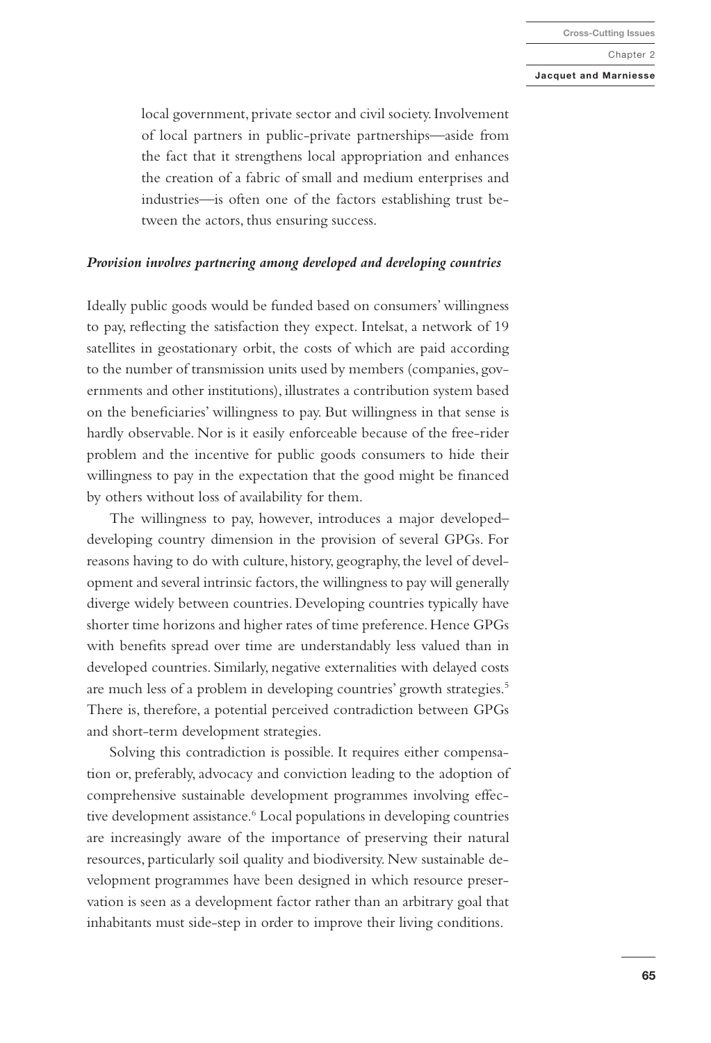local government, private sector and civil society. Involvement of local partners in public-private partnerships—aside from the fact that it strengthens local appropriation and enhances the creation of a fabric of small and medium enterprises and industries—is often one of the factors establishing trust between the actors, thus ensuring success.

### *Provision involves partnering among developed and developing countries*

Ideally public goods would be funded based on consumers' willingness to pay, reflecting the satisfaction they expect. Intelsat, a network of 19 satellites in geostationary orbit, the costs of which are paid according to the number of transmission units used by members (companies, governments and other institutions), illustrates a contribution system based on the beneficiaries' willingness to pay. But willingness in that sense is hardly observable. Nor is it easily enforceable because of the free-rider problem and the incentive for public goods consumers to hide their willingness to pay in the expectation that the good might be financed by others without loss of availability for them.

The willingness to pay, however, introduces a major developed–developing country dimension in the provision of several GPGs. For reasons having to do with culture, history, geography, the level of development and several intrinsic factors, the willingness to pay will generally diverge widely between countries. Developing countries typically have shorter time horizons and higher rates of time preference. Hence GPGs with benefits spread over time are understandably less valued than in developed countries. Similarly, negative externalities with delayed costs are much less of a problem in developing countries' growth strategies.[5] There is, therefore, a potential perceived contradiction between GPGs and short-term development strategies.

Solving this contradiction is possible. It requires either compensation or, preferably, advocacy and conviction leading to the adoption of comprehensive sustainable development programmes involving effective development assistance.[6] Local populations in developing countries are increasingly aware of the importance of preserving their natural resources, particularly soil quality and biodiversity. New sustainable development programmes have been designed in which resource preservation is seen as a development factor rather than an arbitrary goal that inhabitants must side-step in order to improve their living conditions.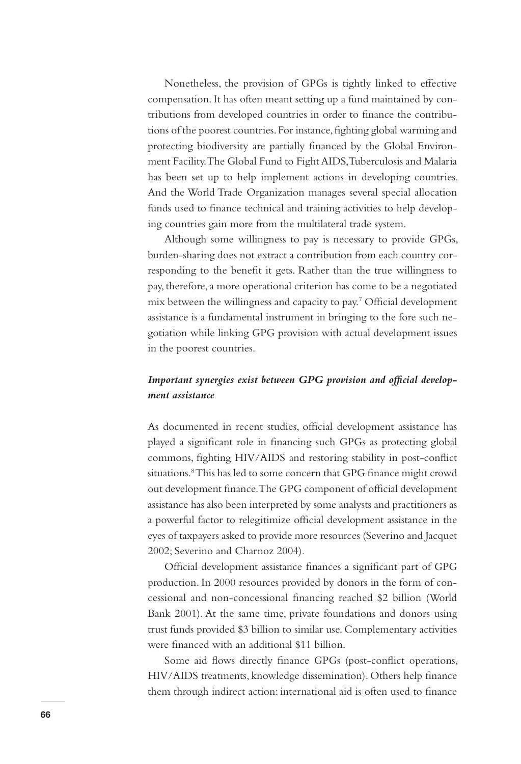Nonetheless, the provision of GPGs is tightly linked to effective compensation. It has often meant setting up a fund maintained by contributions from developed countries in order to finance the contributions of the poorest countries. For instance, fighting global warming and protecting biodiversity are partially financed by the Global Environment Facility. The Global Fund to Fight AIDS, Tuberculosis and Malaria has been set up to help implement actions in developing countries. And the World Trade Organization manages several special allocation funds used to finance technical and training activities to help developing countries gain more from the multilateral trade system.

Although some willingness to pay is necessary to provide GPGs, burden-sharing does not extract a contribution from each country corresponding to the benefit it gets. Rather than the true willingness to pay, therefore, a more operational criterion has come to be a negotiated mix between the willingness and capacity to pay.[7] Official development assistance is a fundamental instrument in bringing to the fore such negotiation while linking GPG provision with actual development issues in the poorest countries.

### *Important synergies exist between GPG provision and official development assistance*

As documented in recent studies, official development assistance has played a significant role in financing such GPGs as protecting global commons, fighting HIV/AIDS and restoring stability in post-conflict situations.[8] This has led to some concern that GPG finance might crowd out development finance. The GPG component of official development assistance has also been interpreted by some analysts and practitioners as a powerful factor to relegitimize official development assistance in the eyes of taxpayers asked to provide more resources (Severino and Jacquet 2002; Severino and Charnoz 2004).

Official development assistance finances a significant part of GPG production. In 2000 resources provided by donors in the form of concessional and non-concessional financing reached \$2 billion (World Bank 2001). At the same time, private foundations and donors using trust funds provided \$3 billion to similar use. Complementary activities were financed with an additional \$11 billion.

Some aid flows directly finance GPGs (post-conflict operations, HIV/AIDS treatments, knowledge dissemination). Others help finance them through indirect action: international aid is often used to finance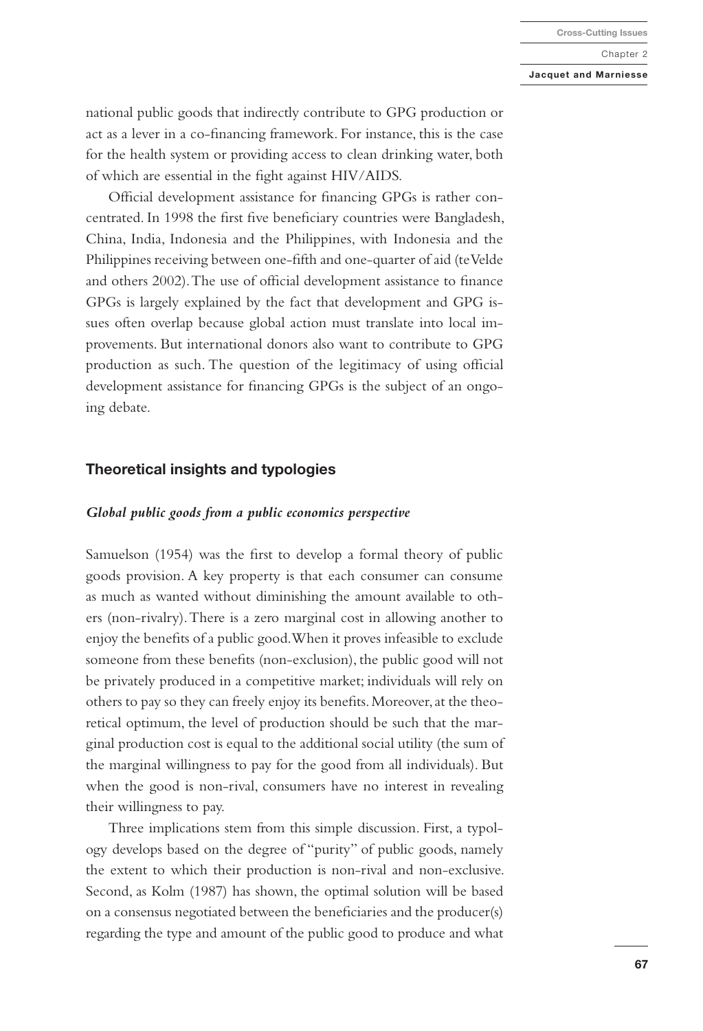national public goods that indirectly contribute to GPG production or act as a lever in a co-financing framework. For instance, this is the case for the health system or providing access to clean drinking water, both of which are essential in the fight against HIV/AIDS.

Official development assistance for financing GPGs is rather concentrated. In 1998 the first five beneficiary countries were Bangladesh, China, India, Indonesia and the Philippines, with Indonesia and the Philippines receiving between one-fifth and one-quarter of aid (teVelde and others 2002). The use of official development assistance to finance GPGs is largely explained by the fact that development and GPG issues often overlap because global action must translate into local improvements. But international donors also want to contribute to GPG production as such. The question of the legitimacy of using official development assistance for financing GPGs is the subject of an ongoing debate.

## Theoretical insights and typologies

### *Global public goods from a public economics perspective*

Samuelson (1954) was the first to develop a formal theory of public goods provision. A key property is that each consumer can consume as much as wanted without diminishing the amount available to others (non-rivalry). There is a zero marginal cost in allowing another to enjoy the benefits of a public good. When it proves infeasible to exclude someone from these benefits (non-exclusion), the public good will not be privately produced in a competitive market; individuals will rely on others to pay so they can freely enjoy its benefits. Moreover, at the theoretical optimum, the level of production should be such that the marginal production cost is equal to the additional social utility (the sum of the marginal willingness to pay for the good from all individuals). But when the good is non-rival, consumers have no interest in revealing their willingness to pay.

Three implications stem from this simple discussion. First, a typology develops based on the degree of "purity" of public goods, namely the extent to which their production is non-rival and non-exclusive. Second, as Kolm (1987) has shown, the optimal solution will be based on a consensus negotiated between the beneficiaries and the producer(s) regarding the type and amount of the public good to produce and what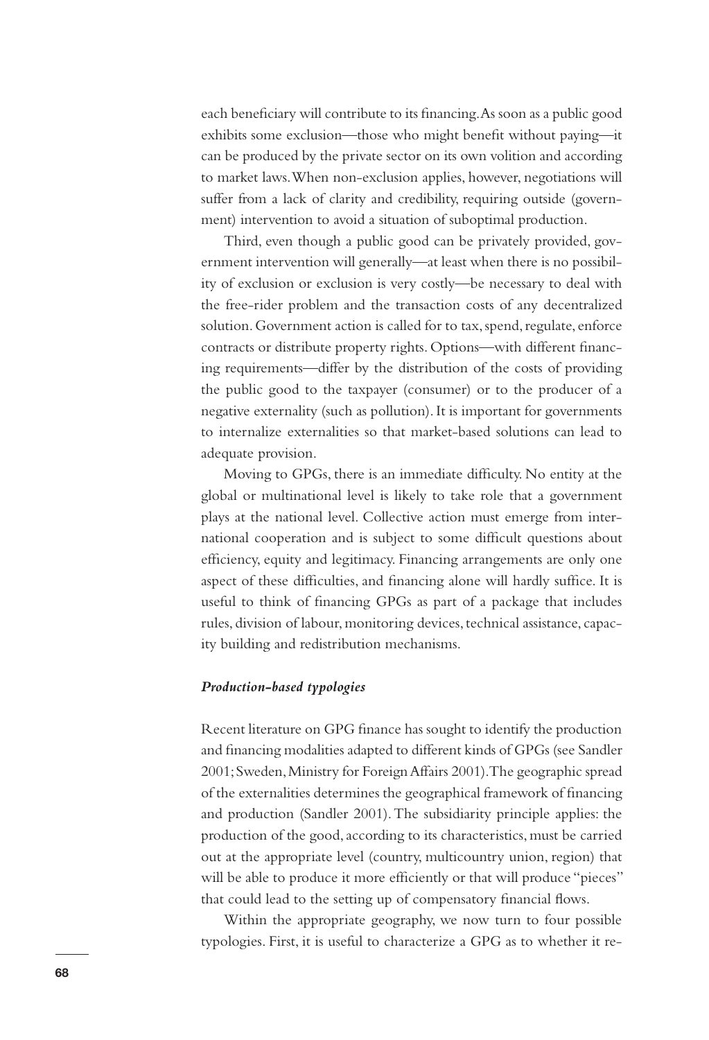each beneficiary will contribute to its financing. As soon as a public good exhibits some exclusion—those who might benefit without paying—it can be produced by the private sector on its own volition and according to market laws. When non-exclusion applies, however, negotiations will suffer from a lack of clarity and credibility, requiring outside (government) intervention to avoid a situation of suboptimal production.

Third, even though a public good can be privately provided, government intervention will generally—at least when there is no possibility of exclusion or exclusion is very costly—be necessary to deal with the free-rider problem and the transaction costs of any decentralized solution. Government action is called for to tax, spend, regulate, enforce contracts or distribute property rights. Options—with different financing requirements—differ by the distribution of the costs of providing the public good to the taxpayer (consumer) or to the producer of a negative externality (such as pollution). It is important for governments to internalize externalities so that market-based solutions can lead to adequate provision.

Moving to GPGs, there is an immediate difficulty. No entity at the global or multinational level is likely to take role that a government plays at the national level. Collective action must emerge from international cooperation and is subject to some difficult questions about efficiency, equity and legitimacy. Financing arrangements are only one aspect of these difficulties, and financing alone will hardly suffice. It is useful to think of financing GPGs as part of a package that includes rules, division of labour, monitoring devices, technical assistance, capacity building and redistribution mechanisms.

### *Production-based typologies*

Recent literature on GPG finance has sought to identify the production and financing modalities adapted to different kinds of GPGs (see Sandler 2001; Sweden, Ministry for Foreign Affairs 2001). The geographic spread of the externalities determines the geographical framework of financing and production (Sandler 2001). The subsidiarity principle applies: the production of the good, according to its characteristics, must be carried out at the appropriate level (country, multicountry union, region) that will be able to produce it more efficiently or that will produce "pieces" that could lead to the setting up of compensatory financial flows.

Within the appropriate geography, we now turn to four possible typologies. First, it is useful to characterize a GPG as to whether it re-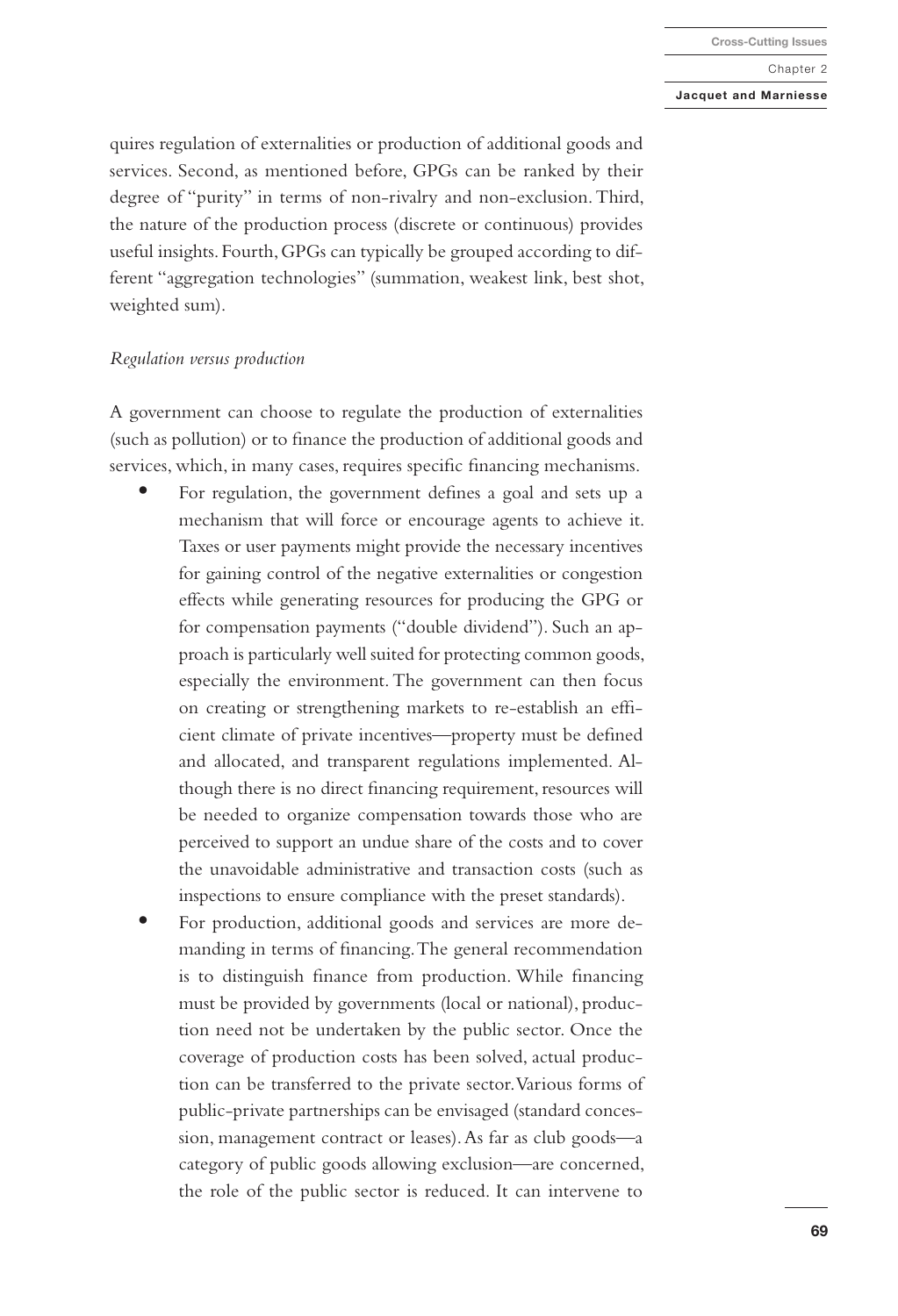quires regulation of externalities or production of additional goods and services. Second, as mentioned before, GPGs can be ranked by their degree of "purity" in terms of non-rivalry and non-exclusion. Third, the nature of the production process (discrete or continuous) provides useful insights. Fourth, GPGs can typically be grouped according to different "aggregation technologies" (summation, weakest link, best shot, weighted sum).

*Regulation versus production*

A government can choose to regulate the production of externalities (such as pollution) or to finance the production of additional goods and services, which, in many cases, requires specific financing mechanisms.

- For regulation, the government defines a goal and sets up a mechanism that will force or encourage agents to achieve it. Taxes or user payments might provide the necessary incentives for gaining control of the negative externalities or congestion effects while generating resources for producing the GPG or for compensation payments ("double dividend"). Such an approach is particularly well suited for protecting common goods, especially the environment. The government can then focus on creating or strengthening markets to re-establish an efficient climate of private incentives—property must be defined and allocated, and transparent regulations implemented. Although there is no direct financing requirement, resources will be needed to organize compensation towards those who are perceived to support an undue share of the costs and to cover the unavoidable administrative and transaction costs (such as inspections to ensure compliance with the preset standards).
- For production, additional goods and services are more demanding in terms of financing. The general recommendation is to distinguish finance from production. While financing must be provided by governments (local or national), production need not be undertaken by the public sector. Once the coverage of production costs has been solved, actual production can be transferred to the private sector. Various forms of public-private partnerships can be envisaged (standard concession, management contract or leases). As far as club goods—a category of public goods allowing exclusion—are concerned, the role of the public sector is reduced. It can intervene to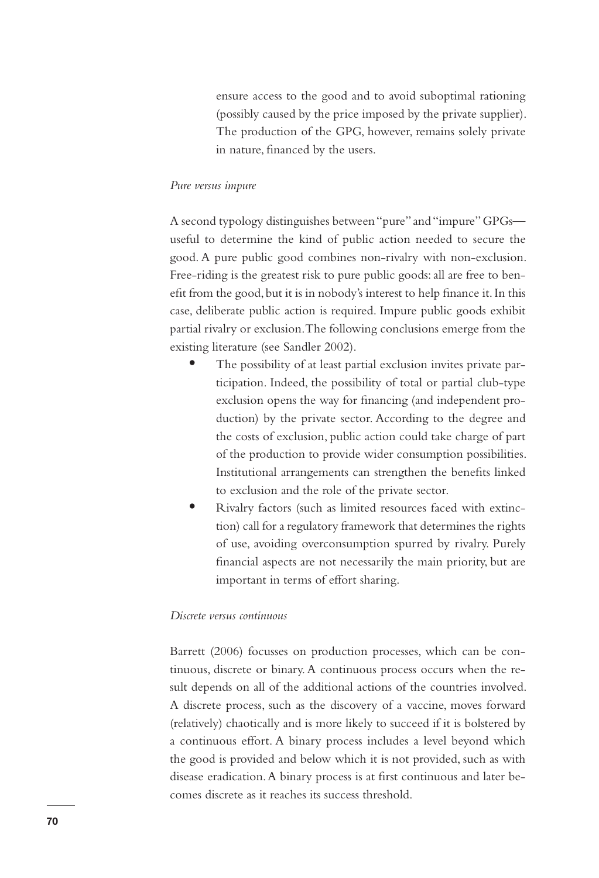ensure access to the good and to avoid suboptimal rationing (possibly caused by the price imposed by the private supplier). The production of the GPG, however, remains solely private in nature, financed by the users.

*Pure versus impure*

A second typology distinguishes between "pure" and "impure" GPGs—useful to determine the kind of public action needed to secure the good. A pure public good combines non-rivalry with non-exclusion. Free-riding is the greatest risk to pure public goods: all are free to benefit from the good, but it is in nobody's interest to help finance it. In this case, deliberate public action is required. Impure public goods exhibit partial rivalry or exclusion. The following conclusions emerge from the existing literature (see Sandler 2002).

- The possibility of at least partial exclusion invites private participation. Indeed, the possibility of total or partial club-type exclusion opens the way for financing (and independent production) by the private sector. According to the degree and the costs of exclusion, public action could take charge of part of the production to provide wider consumption possibilities. Institutional arrangements can strengthen the benefits linked to exclusion and the role of the private sector.
- Rivalry factors (such as limited resources faced with extinction) call for a regulatory framework that determines the rights of use, avoiding overconsumption spurred by rivalry. Purely financial aspects are not necessarily the main priority, but are important in terms of effort sharing.

*Discrete versus continuous*

Barrett (2006) focusses on production processes, which can be continuous, discrete or binary. A continuous process occurs when the result depends on all of the additional actions of the countries involved. A discrete process, such as the discovery of a vaccine, moves forward (relatively) chaotically and is more likely to succeed if it is bolstered by a continuous effort. A binary process includes a level beyond which the good is provided and below which it is not provided, such as with disease eradication. A binary process is at first continuous and later becomes discrete as it reaches its success threshold.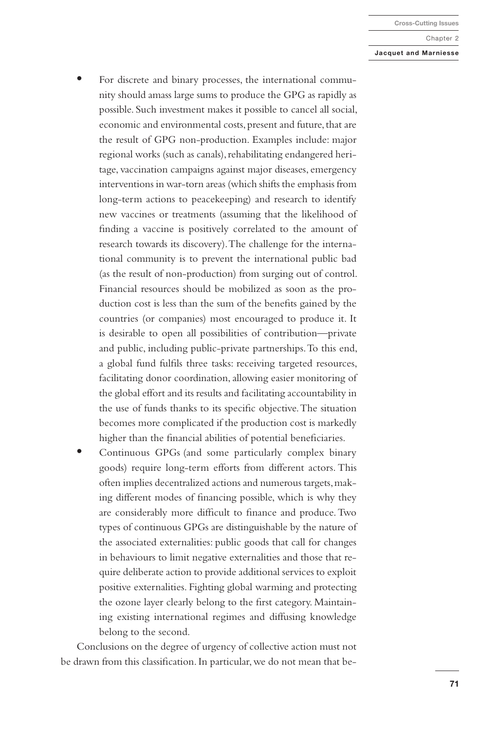- For discrete and binary processes, the international community should amass large sums to produce the GPG as rapidly as possible. Such investment makes it possible to cancel all social, economic and environmental costs, present and future, that are the result of GPG non-production. Examples include: major regional works (such as canals), rehabilitating endangered heritage, vaccination campaigns against major diseases, emergency interventions in war-torn areas (which shifts the emphasis from long-term actions to peacekeeping) and research to identify new vaccines or treatments (assuming that the likelihood of finding a vaccine is positively correlated to the amount of research towards its discovery). The challenge for the international community is to prevent the international public bad (as the result of non-production) from surging out of control. Financial resources should be mobilized as soon as the production cost is less than the sum of the benefits gained by the countries (or companies) most encouraged to produce it. It is desirable to open all possibilities of contribution—private and public, including public-private partnerships. To this end, a global fund fulfils three tasks: receiving targeted resources, facilitating donor coordination, allowing easier monitoring of the global effort and its results and facilitating accountability in the use of funds thanks to its specific objective. The situation becomes more complicated if the production cost is markedly higher than the financial abilities of potential beneficiaries.
- Continuous GPGs (and some particularly complex binary goods) require long-term efforts from different actors. This often implies decentralized actions and numerous targets, making different modes of financing possible, which is why they are considerably more difficult to finance and produce. Two types of continuous GPGs are distinguishable by the nature of the associated externalities: public goods that call for changes in behaviours to limit negative externalities and those that require deliberate action to provide additional services to exploit positive externalities. Fighting global warming and protecting the ozone layer clearly belong to the first category. Maintaining existing international regimes and diffusing knowledge belong to the second.

Conclusions on the degree of urgency of collective action must not be drawn from this classification. In particular, we do not mean that be-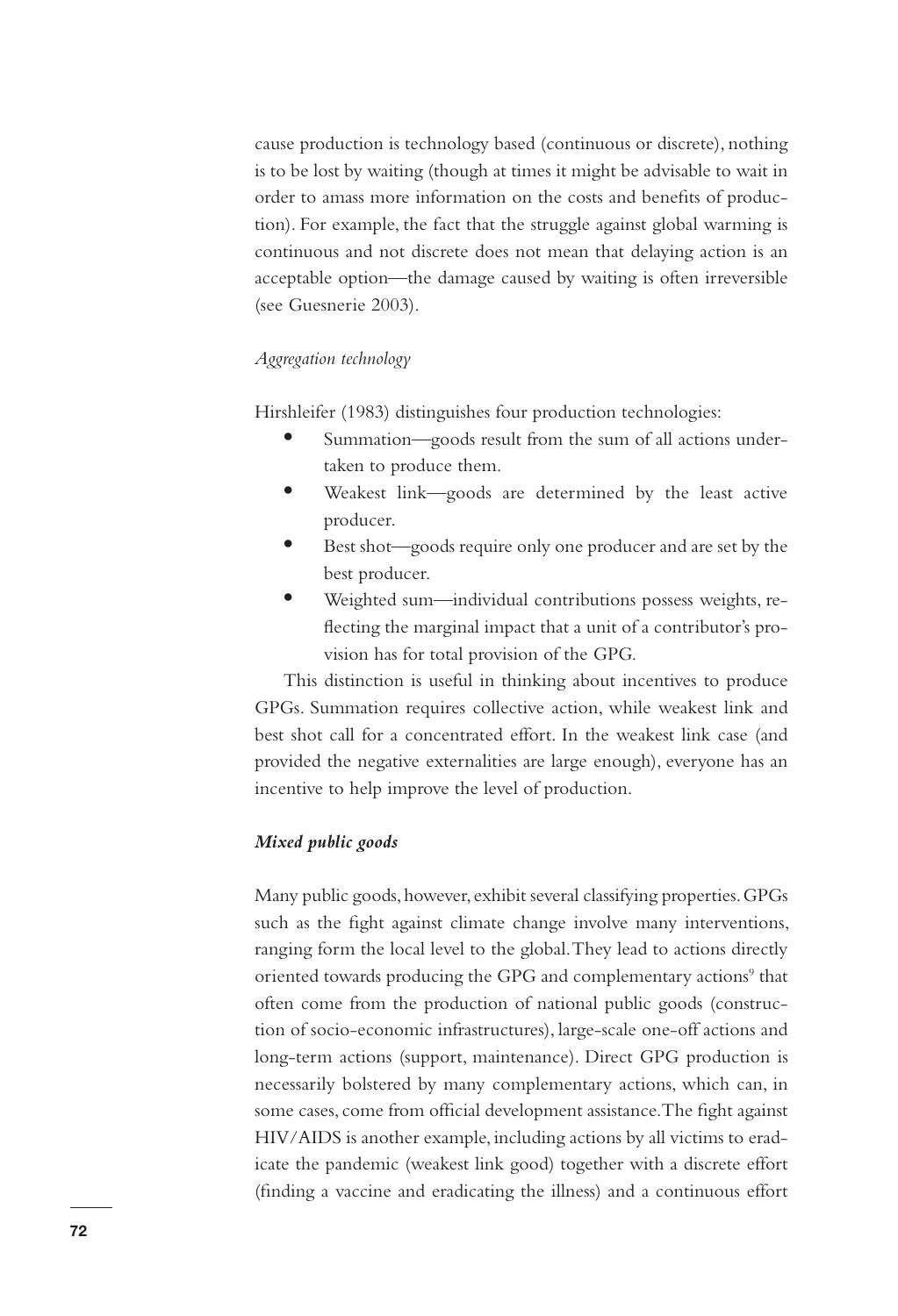cause production is technology based (continuous or discrete), nothing is to be lost by waiting (though at times it might be advisable to wait in order to amass more information on the costs and benefits of production). For example, the fact that the struggle against global warming is continuous and not discrete does not mean that delaying action is an acceptable option—the damage caused by waiting is often irreversible (see Guesnerie 2003).

#### *Aggregation technology*

Hirshleifer (1983) distinguishes four production technologies:

- Summation—goods result from the sum of all actions undertaken to produce them.
- Weakest link—goods are determined by the least active producer.
- Best shot—goods require only one producer and are set by the best producer.
- Weighted sum—individual contributions possess weights, reflecting the marginal impact that a unit of a contributor's provision has for total provision of the GPG.

This distinction is useful in thinking about incentives to produce GPGs. Summation requires collective action, while weakest link and best shot call for a concentrated effort. In the weakest link case (and provided the negative externalities are large enough), everyone has an incentive to help improve the level of production.

### ***Mixed public goods***

Many public goods, however, exhibit several classifying properties. GPGs such as the fight against climate change involve many interventions, ranging form the local level to the global. They lead to actions directly oriented towards producing the GPG and complementary actions[9] that often come from the production of national public goods (construction of socio-economic infrastructures), large-scale one-off actions and long-term actions (support, maintenance). Direct GPG production is necessarily bolstered by many complementary actions, which can, in some cases, come from official development assistance. The fight against HIV/AIDS is another example, including actions by all victims to eradicate the pandemic (weakest link good) together with a discrete effort (finding a vaccine and eradicating the illness) and a continuous effort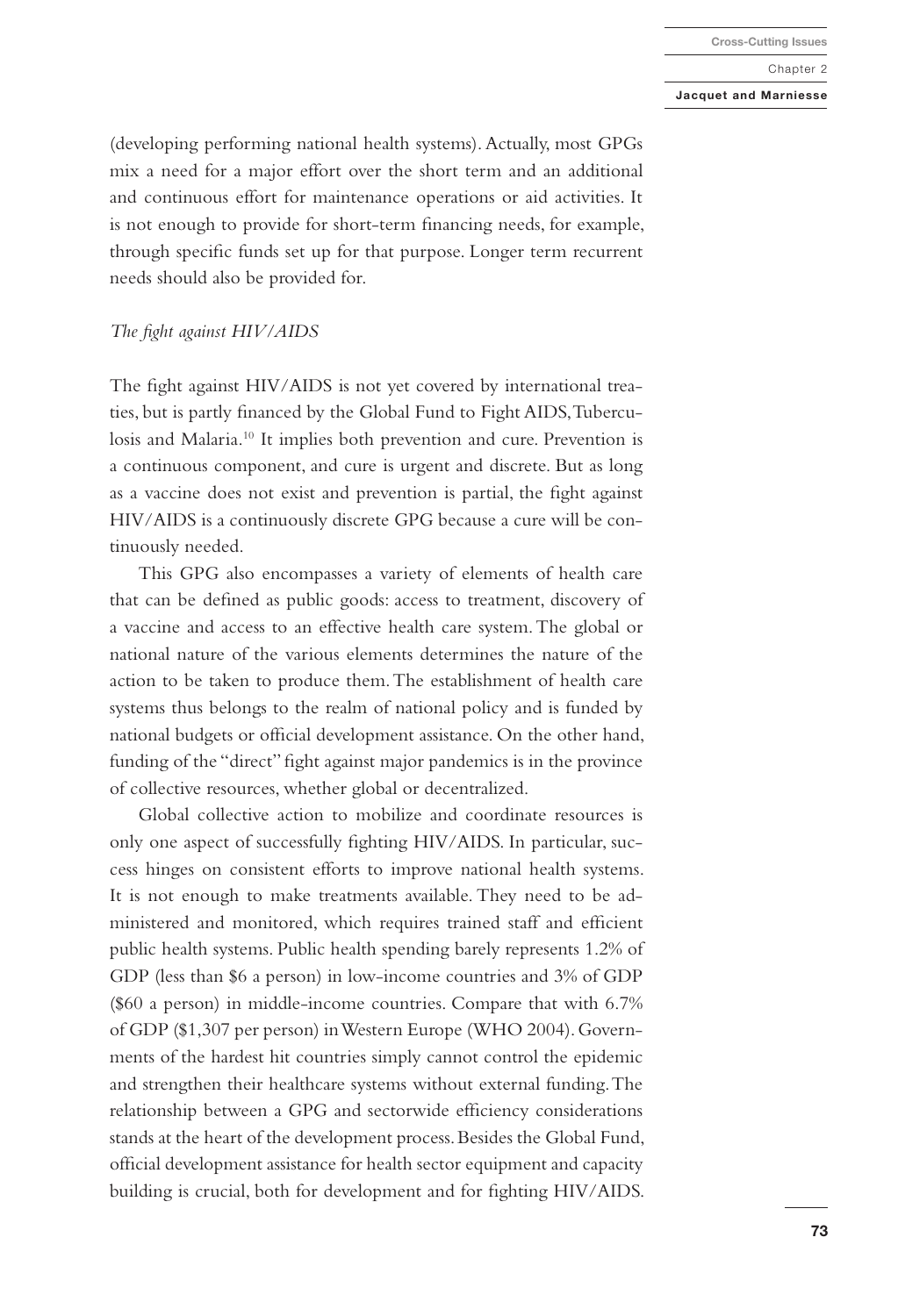(developing performing national health systems). Actually, most GPGs mix a need for a major effort over the short term and an additional and continuous effort for maintenance operations or aid activities. It is not enough to provide for short-term financing needs, for example, through specific funds set up for that purpose. Longer term recurrent needs should also be provided for.

### *The fight against HIV/AIDS*

The fight against HIV/AIDS is not yet covered by international treaties, but is partly financed by the Global Fund to Fight AIDS, Tuberculosis and Malaria.[10] It implies both prevention and cure. Prevention is a continuous component, and cure is urgent and discrete. But as long as a vaccine does not exist and prevention is partial, the fight against HIV/AIDS is a continuously discrete GPG because a cure will be continuously needed.

This GPG also encompasses a variety of elements of health care that can be defined as public goods: access to treatment, discovery of a vaccine and access to an effective health care system. The global or national nature of the various elements determines the nature of the action to be taken to produce them. The establishment of health care systems thus belongs to the realm of national policy and is funded by national budgets or official development assistance. On the other hand, funding of the "direct" fight against major pandemics is in the province of collective resources, whether global or decentralized.

Global collective action to mobilize and coordinate resources is only one aspect of successfully fighting HIV/AIDS. In particular, success hinges on consistent efforts to improve national health systems. It is not enough to make treatments available. They need to be administered and monitored, which requires trained staff and efficient public health systems. Public health spending barely represents 1.2% of GDP (less than $6 a person) in low-income countries and 3% of GDP ($60 a person) in middle-income countries. Compare that with 6.7% of GDP ($1,307 per person) in Western Europe (WHO 2004). Governments of the hardest hit countries simply cannot control the epidemic and strengthen their healthcare systems without external funding. The relationship between a GPG and sectorwide efficiency considerations stands at the heart of the development process. Besides the Global Fund, official development assistance for health sector equipment and capacity building is crucial, both for development and for fighting HIV/AIDS.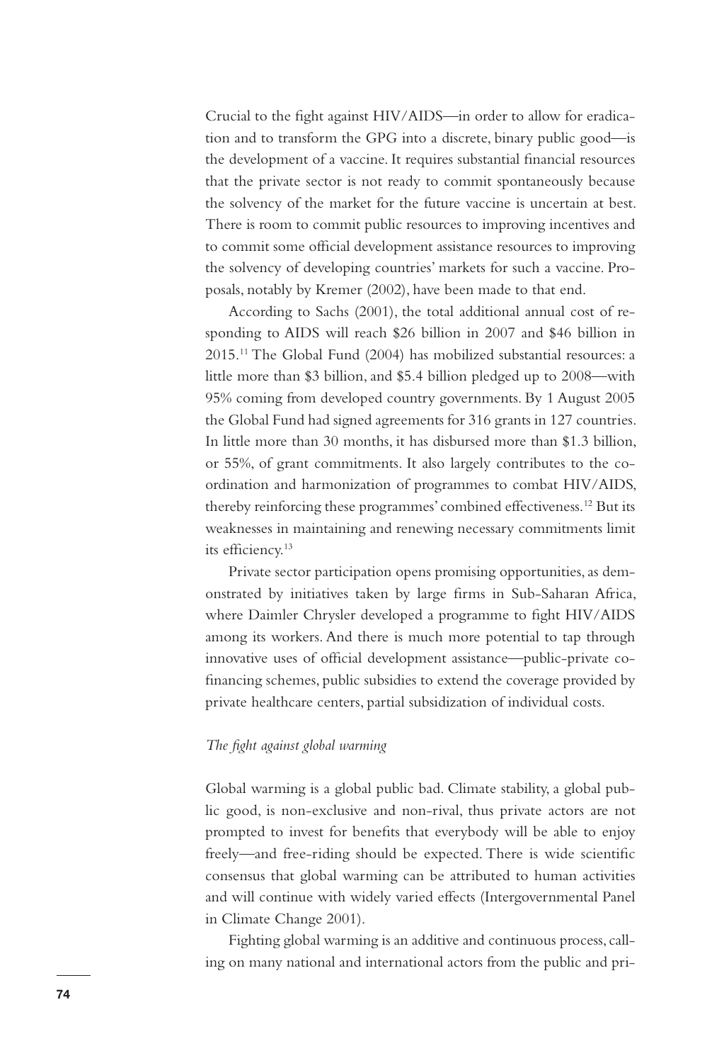Crucial to the fight against HIV/AIDS—in order to allow for eradication and to transform the GPG into a discrete, binary public good—is the development of a vaccine. It requires substantial financial resources that the private sector is not ready to commit spontaneously because the solvency of the market for the future vaccine is uncertain at best. There is room to commit public resources to improving incentives and to commit some official development assistance resources to improving the solvency of developing countries' markets for such a vaccine. Proposals, notably by Kremer (2002), have been made to that end.

According to Sachs (2001), the total additional annual cost of responding to AIDS will reach $26 billion in 2007 and $46 billion in 2015.[11] The Global Fund (2004) has mobilized substantial resources: a little more than $3 billion, and $5.4 billion pledged up to 2008—with 95% coming from developed country governments. By 1 August 2005 the Global Fund had signed agreements for 316 grants in 127 countries. In little more than 30 months, it has disbursed more than $1.3 billion, or 55%, of grant commitments. It also largely contributes to the coordination and harmonization of programmes to combat HIV/AIDS, thereby reinforcing these programmes' combined effectiveness.[12] But its weaknesses in maintaining and renewing necessary commitments limit its efficiency.[13]

Private sector participation opens promising opportunities, as demonstrated by initiatives taken by large firms in Sub-Saharan Africa, where Daimler Chrysler developed a programme to fight HIV/AIDS among its workers. And there is much more potential to tap through innovative uses of official development assistance—public-private cofinancing schemes, public subsidies to extend the coverage provided by private healthcare centers, partial subsidization of individual costs.

*The fight against global warming*

Global warming is a global public bad. Climate stability, a global public good, is non-exclusive and non-rival, thus private actors are not prompted to invest for benefits that everybody will be able to enjoy freely—and free-riding should be expected. There is wide scientific consensus that global warming can be attributed to human activities and will continue with widely varied effects (Intergovernmental Panel in Climate Change 2001).

Fighting global warming is an additive and continuous process, calling on many national and international actors from the public and pri-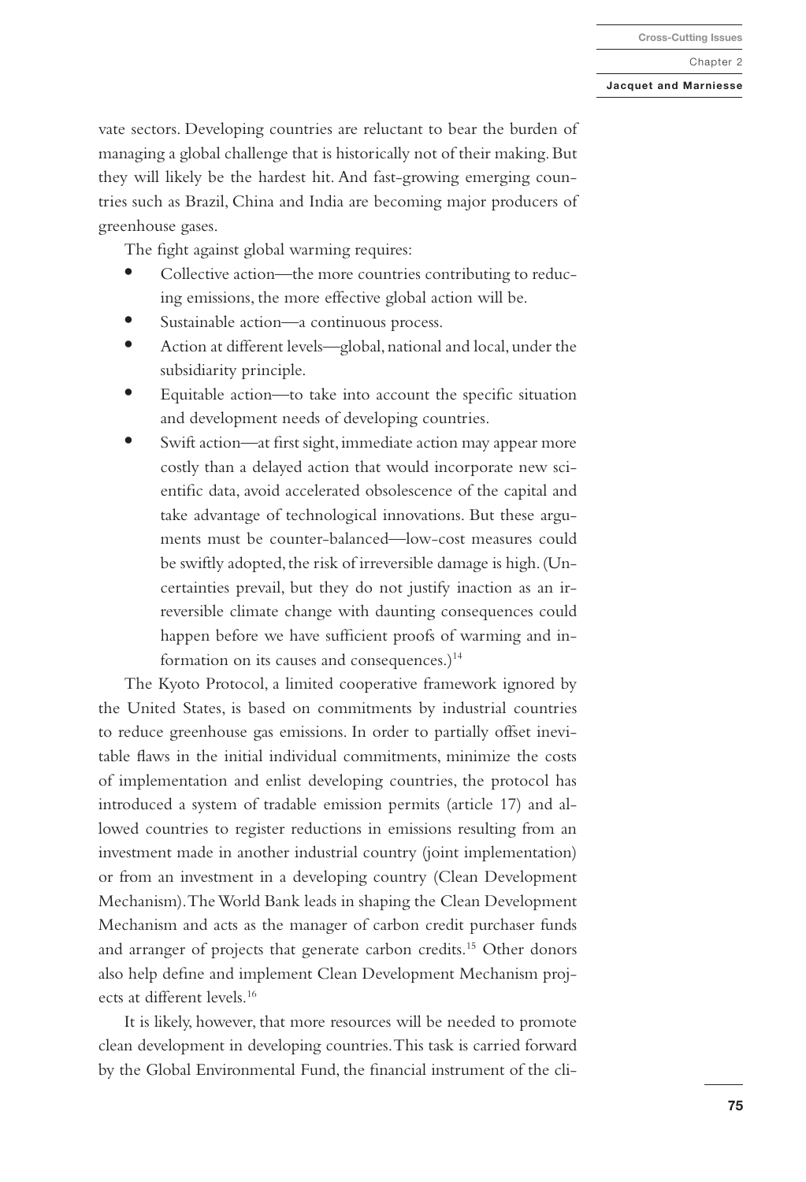vate sectors. Developing countries are reluctant to bear the burden of managing a global challenge that is historically not of their making. But they will likely be the hardest hit. And fast-growing emerging countries such as Brazil, China and India are becoming major producers of greenhouse gases.

The fight against global warming requires:

- Collective action—the more countries contributing to reducing emissions, the more effective global action will be.
- Sustainable action—a continuous process.
- Action at different levels—global, national and local, under the subsidiarity principle.
- Equitable action—to take into account the specific situation and development needs of developing countries.
- Swift action—at first sight, immediate action may appear more costly than a delayed action that would incorporate new scientific data, avoid accelerated obsolescence of the capital and take advantage of technological innovations. But these arguments must be counter-balanced—low-cost measures could be swiftly adopted, the risk of irreversible damage is high. (Uncertainties prevail, but they do not justify inaction as an irreversible climate change with daunting consequences could happen before we have sufficient proofs of warming and information on its causes and consequences.)[14]

The Kyoto Protocol, a limited cooperative framework ignored by the United States, is based on commitments by industrial countries to reduce greenhouse gas emissions. In order to partially offset inevitable flaws in the initial individual commitments, minimize the costs of implementation and enlist developing countries, the protocol has introduced a system of tradable emission permits (article 17) and allowed countries to register reductions in emissions resulting from an investment made in another industrial country (joint implementation) or from an investment in a developing country (Clean Development Mechanism). The World Bank leads in shaping the Clean Development Mechanism and acts as the manager of carbon credit purchaser funds and arranger of projects that generate carbon credits.[15] Other donors also help define and implement Clean Development Mechanism projects at different levels.[16]

It is likely, however, that more resources will be needed to promote clean development in developing countries. This task is carried forward by the Global Environmental Fund, the financial instrument of the cli-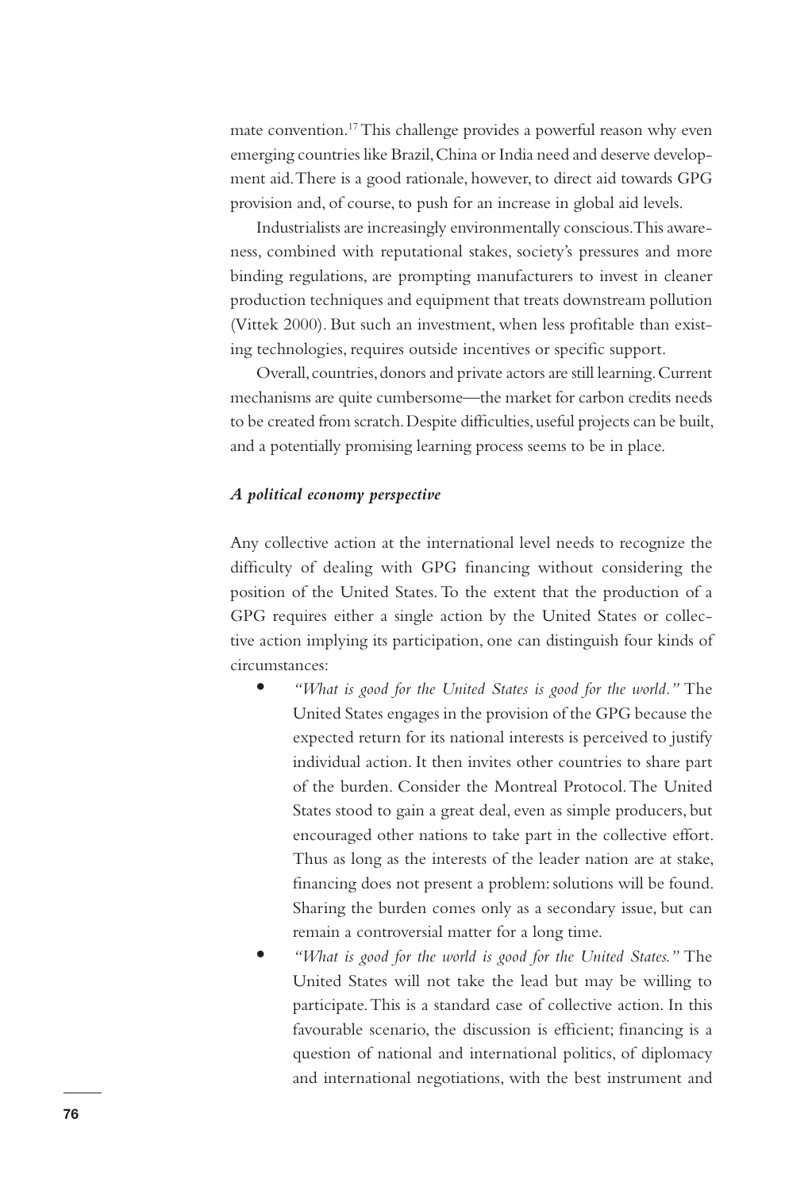mate convention.[17] This challenge provides a powerful reason why even emerging countries like Brazil, China or India need and deserve development aid. There is a good rationale, however, to direct aid towards GPG provision and, of course, to push for an increase in global aid levels.

Industrialists are increasingly environmentally conscious. This awareness, combined with reputational stakes, society's pressures and more binding regulations, are prompting manufacturers to invest in cleaner production techniques and equipment that treats downstream pollution (Vittek 2000). But such an investment, when less profitable than existing technologies, requires outside incentives or specific support.

Overall, countries, donors and private actors are still learning. Current mechanisms are quite cumbersome—the market for carbon credits needs to be created from scratch. Despite difficulties, useful projects can be built, and a potentially promising learning process seems to be in place.

### *A political economy perspective*

Any collective action at the international level needs to recognize the difficulty of dealing with GPG financing without considering the position of the United States. To the extent that the production of a GPG requires either a single action by the United States or collective action implying its participation, one can distinguish four kinds of circumstances:

- *"What is good for the United States is good for the world."* The United States engages in the provision of the GPG because the expected return for its national interests is perceived to justify individual action. It then invites other countries to share part of the burden. Consider the Montreal Protocol. The United States stood to gain a great deal, even as simple producers, but encouraged other nations to take part in the collective effort. Thus as long as the interests of the leader nation are at stake, financing does not present a problem: solutions will be found. Sharing the burden comes only as a secondary issue, but can remain a controversial matter for a long time.
- *"What is good for the world is good for the United States."* The United States will not take the lead but may be willing to participate. This is a standard case of collective action. In this favourable scenario, the discussion is efficient; financing is a question of national and international politics, of diplomacy and international negotiations, with the best instrument and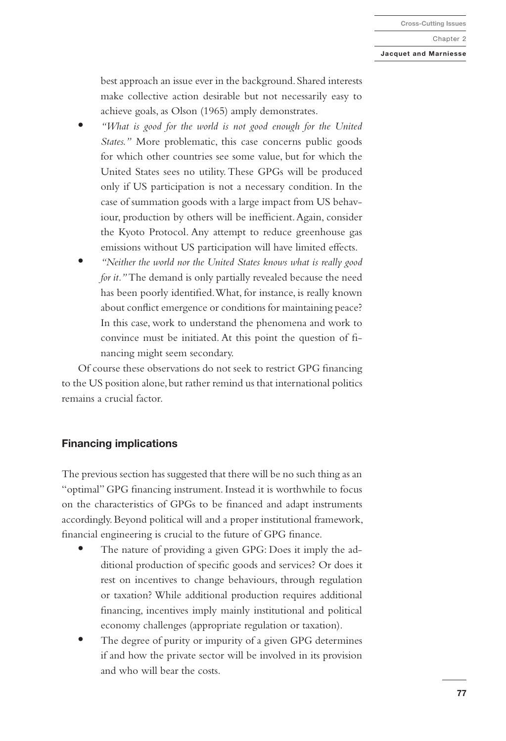best approach an issue ever in the background. Shared interests make collective action desirable but not necessarily easy to achieve goals, as Olson (1965) amply demonstrates.

- *"What is good for the world is not good enough for the United States."* More problematic, this case concerns public goods for which other countries see some value, but for which the United States sees no utility. These GPGs will be produced only if US participation is not a necessary condition. In the case of summation goods with a large impact from US behaviour, production by others will be inefficient. Again, consider the Kyoto Protocol. Any attempt to reduce greenhouse gas emissions without US participation will have limited effects.
- *"Neither the world nor the United States knows what is really good for it."* The demand is only partially revealed because the need has been poorly identified. What, for instance, is really known about conflict emergence or conditions for maintaining peace? In this case, work to understand the phenomena and work to convince must be initiated. At this point the question of financing might seem secondary.

Of course these observations do not seek to restrict GPG financing to the US position alone, but rather remind us that international politics remains a crucial factor.

## Financing implications

The previous section has suggested that there will be no such thing as an "optimal" GPG financing instrument. Instead it is worthwhile to focus on the characteristics of GPGs to be financed and adapt instruments accordingly. Beyond political will and a proper institutional framework, financial engineering is crucial to the future of GPG finance.

- The nature of providing a given GPG: Does it imply the additional production of specific goods and services? Or does it rest on incentives to change behaviours, through regulation or taxation? While additional production requires additional financing, incentives imply mainly institutional and political economy challenges (appropriate regulation or taxation).
- The degree of purity or impurity of a given GPG determines if and how the private sector will be involved in its provision and who will bear the costs.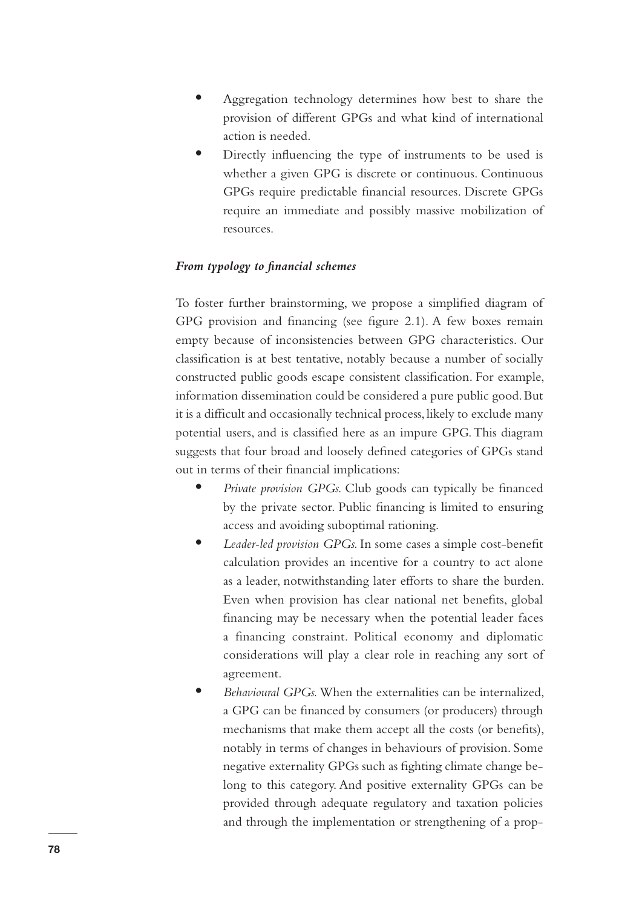- Aggregation technology determines how best to share the provision of different GPGs and what kind of international action is needed.
- Directly influencing the type of instruments to be used is whether a given GPG is discrete or continuous. Continuous GPGs require predictable financial resources. Discrete GPGs require an immediate and possibly massive mobilization of resources.

### *From typology to financial schemes*

To foster further brainstorming, we propose a simplified diagram of GPG provision and financing (see figure 2.1). A few boxes remain empty because of inconsistencies between GPG characteristics. Our classification is at best tentative, notably because a number of socially constructed public goods escape consistent classification. For example, information dissemination could be considered a pure public good. But it is a difficult and occasionally technical process, likely to exclude many potential users, and is classified here as an impure GPG. This diagram suggests that four broad and loosely defined categories of GPGs stand out in terms of their financial implications:

- *Private provision GPGs.* Club goods can typically be financed by the private sector. Public financing is limited to ensuring access and avoiding suboptimal rationing.
- *Leader-led provision GPGs.* In some cases a simple cost-benefit calculation provides an incentive for a country to act alone as a leader, notwithstanding later efforts to share the burden. Even when provision has clear national net benefits, global financing may be necessary when the potential leader faces a financing constraint. Political economy and diplomatic considerations will play a clear role in reaching any sort of agreement.
- *Behavioural GPGs.* When the externalities can be internalized, a GPG can be financed by consumers (or producers) through mechanisms that make them accept all the costs (or benefits), notably in terms of changes in behaviours of provision. Some negative externality GPGs such as fighting climate change belong to this category. And positive externality GPGs can be provided through adequate regulatory and taxation policies and through the implementation or strengthening of a prop-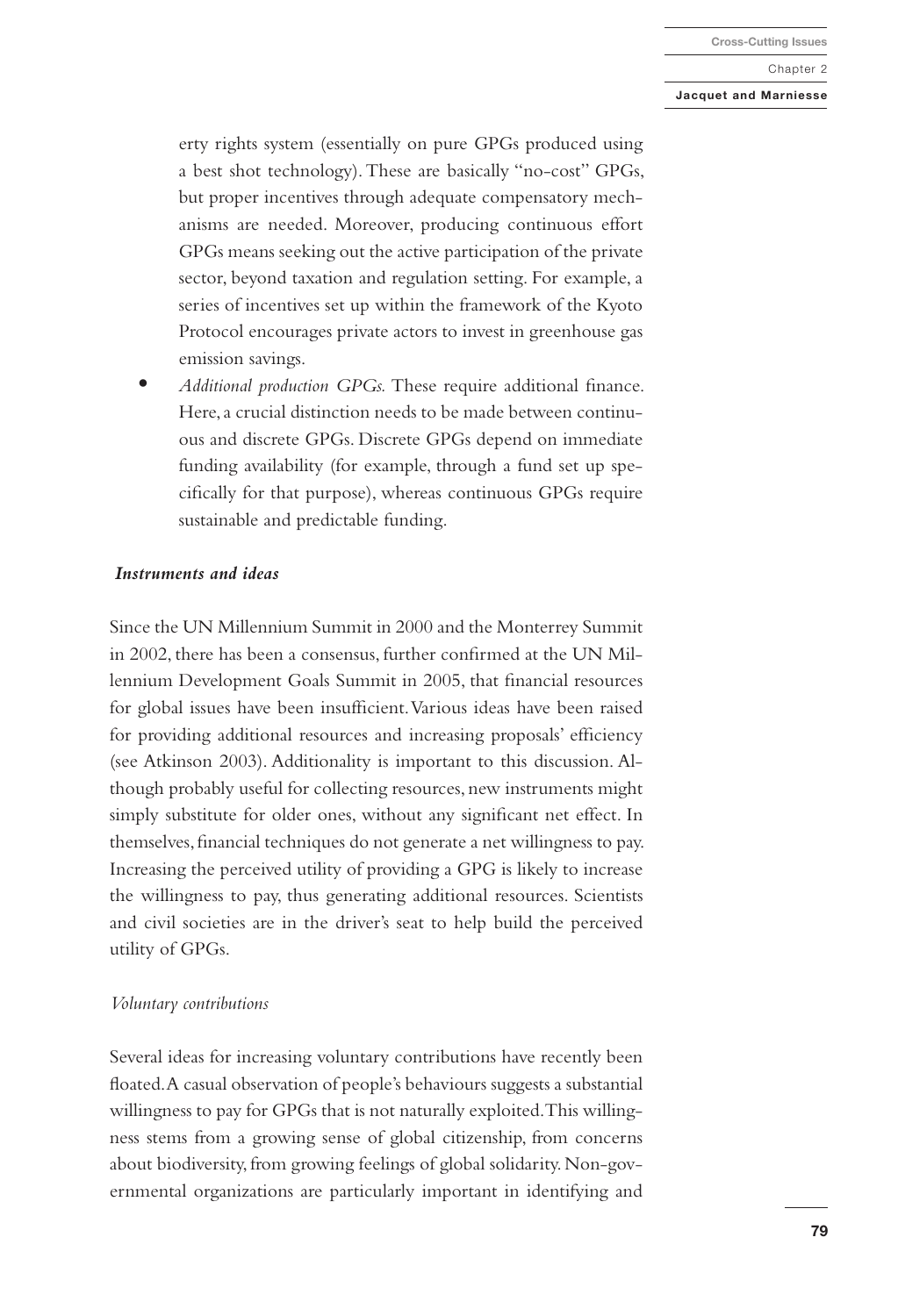erty rights system (essentially on pure GPGs produced using a best shot technology). These are basically "no-cost" GPGs, but proper incentives through adequate compensatory mechanisms are needed. Moreover, producing continuous effort GPGs means seeking out the active participation of the private sector, beyond taxation and regulation setting. For example, a series of incentives set up within the framework of the Kyoto Protocol encourages private actors to invest in greenhouse gas emission savings.

- *Additional production GPGs.* These require additional finance. Here, a crucial distinction needs to be made between continuous and discrete GPGs. Discrete GPGs depend on immediate funding availability (for example, through a fund set up specifically for that purpose), whereas continuous GPGs require sustainable and predictable funding.

### *Instruments and ideas*

Since the UN Millennium Summit in 2000 and the Monterrey Summit in 2002, there has been a consensus, further confirmed at the UN Millennium Development Goals Summit in 2005, that financial resources for global issues have been insufficient. Various ideas have been raised for providing additional resources and increasing proposals' efficiency (see Atkinson 2003). Additionality is important to this discussion. Although probably useful for collecting resources, new instruments might simply substitute for older ones, without any significant net effect. In themselves, financial techniques do not generate a net willingness to pay. Increasing the perceived utility of providing a GPG is likely to increase the willingness to pay, thus generating additional resources. Scientists and civil societies are in the driver's seat to help build the perceived utility of GPGs.

#### *Voluntary contributions*

Several ideas for increasing voluntary contributions have recently been floated. A casual observation of people's behaviours suggests a substantial willingness to pay for GPGs that is not naturally exploited. This willingness stems from a growing sense of global citizenship, from concerns about biodiversity, from growing feelings of global solidarity. Non-governmental organizations are particularly important in identifying and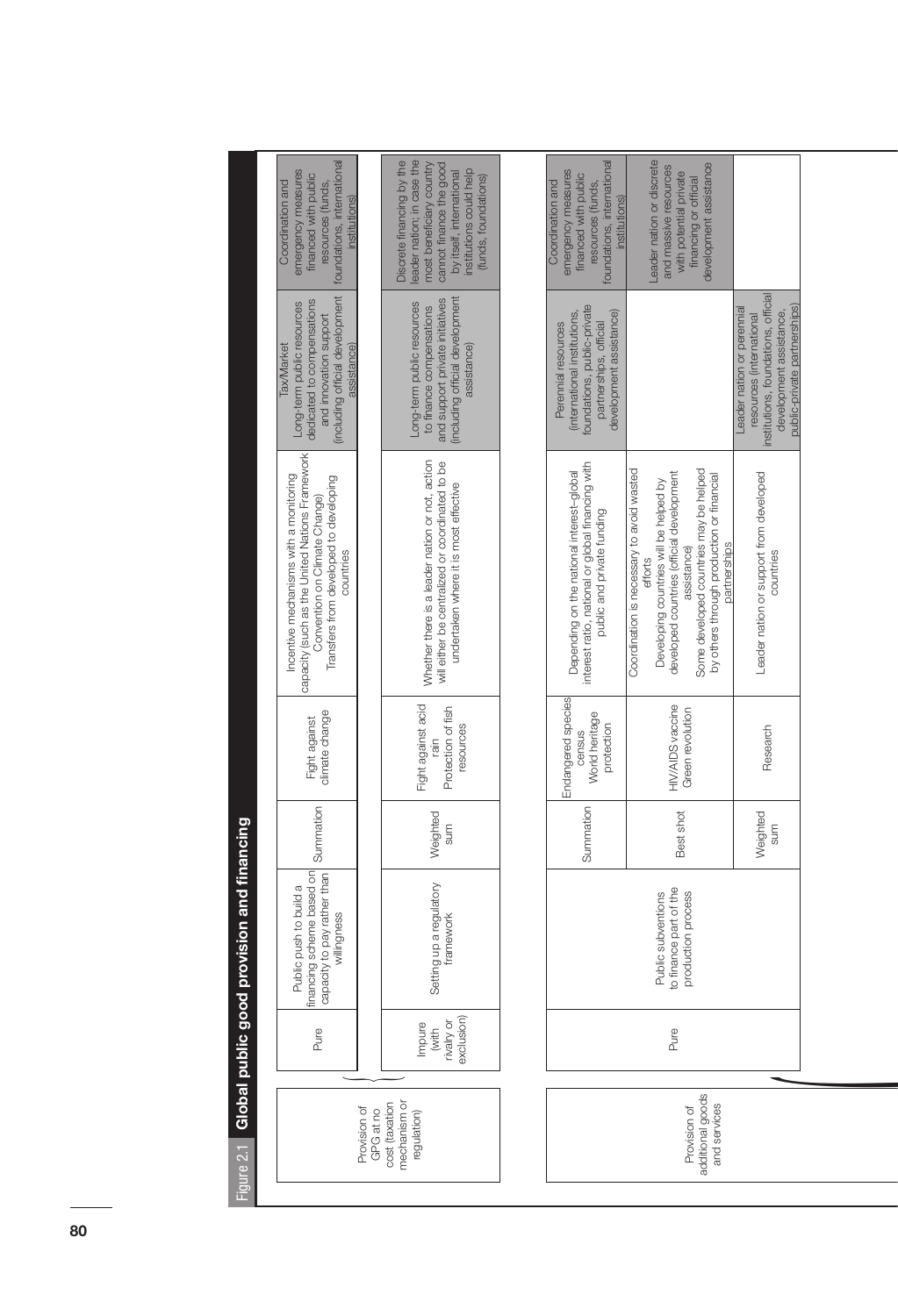Figure 2.1 **Global public good provision and financing**

| Provision | Type of good | Policy | Aggregation technology | Examples | Conditions | Tax/Market | Coordination and emergency measures |
|---|---|---|---|---|---|---|---|
| Provision of GPG at no cost (taxation mechanism or regulation) | Pure | Public push to build a financing scheme based on capacity to pay rather than willingness | Summation | Fight against climate change | Incentive mechanisms with a monitoring capacity (such as the United Nations Framework Convention on Climate Change) Transfers from developed to developing countries | Long-term public resources dedicated to compensations and innovation support (including official development assistance) | Coordination and emergency measures financed with public resources (funds, foundations, international institutions) |
| | Impure (with rivalry or exclusion) | Setting up a regulatory framework | Weighted sum | Fight against acid rain Protection of fish resources | Whether there is a leader nation or not, action will either be centralized or coordinated to be undertaken where it is most effective | Long-term public resources to finance compensations and support private initiatives (including official development assistance) | Discrete financing by the leader nation; in case the most beneficiary country cannot finance the good by itself, international institutions could help (funds, foundations) |
| Provision of additional goods and services | Pure | Public subventions to finance part of the production process | Summation | Endangered species census World heritage protection | Depending on the national interest-global interest ratio, national or global financing with public and private funding | Perennial resources (international institutions, foundations, public-private partnerships, official development assistance) | Coordination and emergency measures financed with public resources (funds, foundations, international institutions) |
| | | | Best shot | HIV/AIDS vaccine Green revolution | Coordination is necessary to avoid wasted efforts Developing countries will be helped by developed countries (official development assistance) Some developed countries may be helped by others through production or financial partnerships | | Leader nation or discrete and massive resources with potential private financing or official development assistance |
| | | | Weighted sum | Research | Leader nation or support from developed countries | Leader nation or perennial resources (international institutions, foundations, official development assistance, public-private partnerships) | |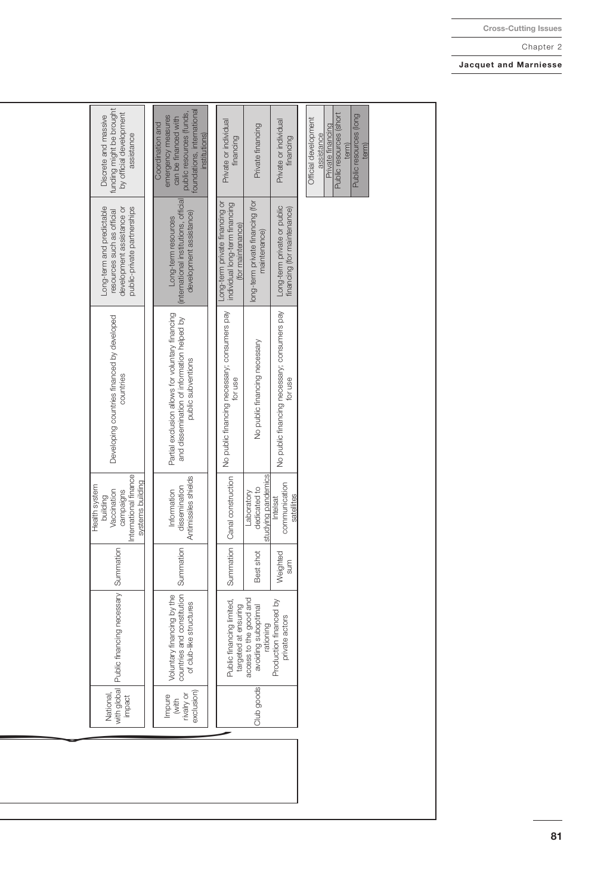| | | | | | | |
|---|---|---|---|---|---|---|
| National, with global impact | Public financing necessary | Summation | Health system building<br>Vaccination campaigns<br>International finance systems building | Developing countries financed by developed countries | Long-term and predictable resources such as official development assistance or public-private partnerships | Discrete and massive funding might be brought by official development assistance |
| Impure (with rivalry or exclusion) | Voluntary financing by the countries and constitution of club-like structures | Summation | Information dissemination<br>Antimissiles shields | Partial exclusion allows for voluntary financing and dissemination of information helped by public subventions | Long-term resources (international institutions, official development assistance) | Coordination and emergency measures can be financed with public resources (funds, foundations, international institutions) |
| Club goods | Public financing limited, targeted at ensuring access to the good and avoiding suboptimal rationing | Summation | Canal construction | No public financing necessary; consumers pay for use | Long-term private financing or individual long-term financing (for maintenance) | Private or individual financing |
| | | Best shot | Laboratory dedicated to studying pandemics | No public financing necessary | long-term private financing (for maintenance) | Private financing |
| | Production financed by private actors | Weighted sum | Intelsat communication satellites | No public financing necessary; consumers pay for use | Long-term private or public financing (for maintenance) | Private or individual financing |

| Legend |
|---|
| Official development assistance |
| Private financing |
| Public resources (short term) |
| Public resources (long term) |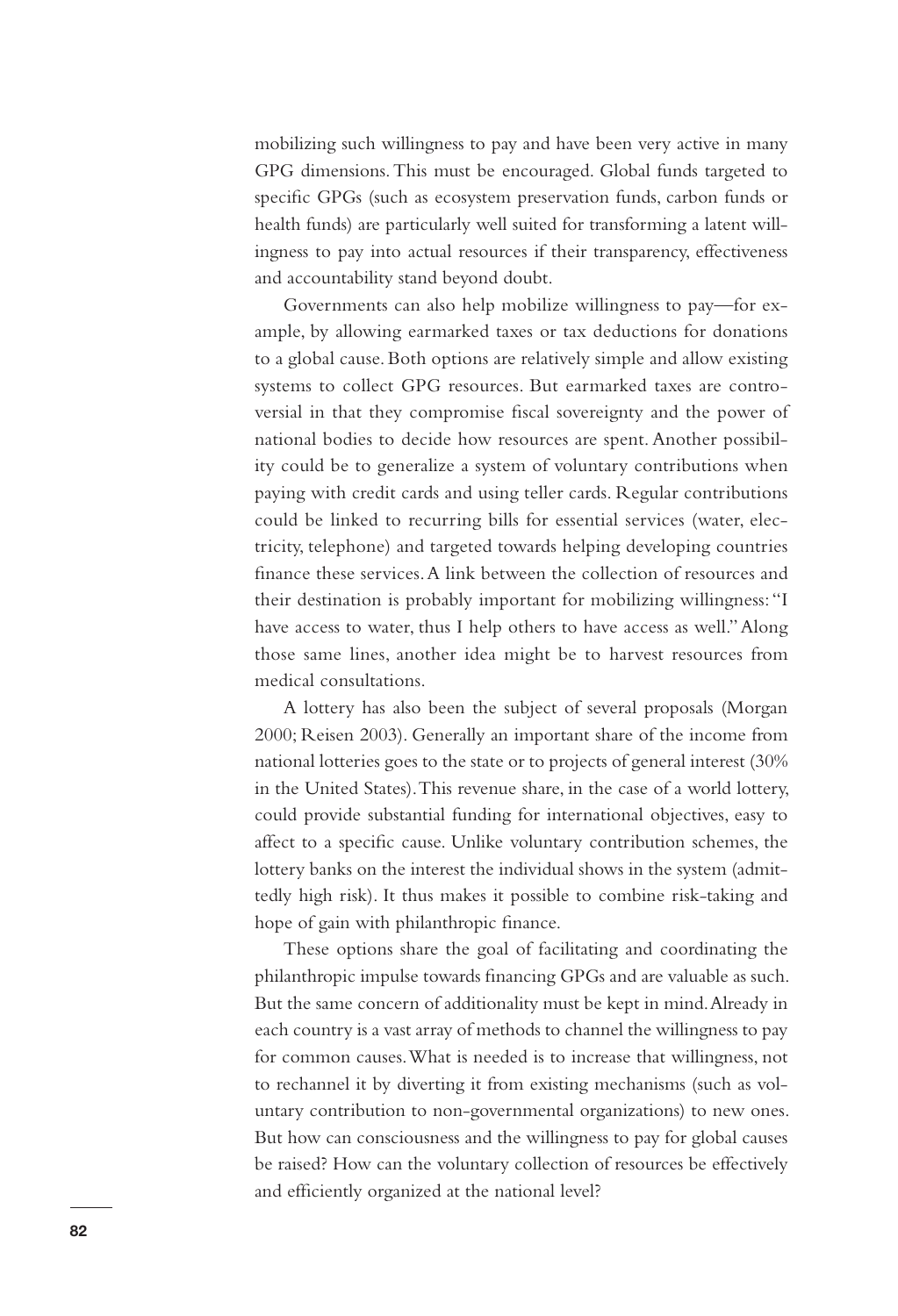mobilizing such willingness to pay and have been very active in many GPG dimensions. This must be encouraged. Global funds targeted to specific GPGs (such as ecosystem preservation funds, carbon funds or health funds) are particularly well suited for transforming a latent willingness to pay into actual resources if their transparency, effectiveness and accountability stand beyond doubt.

Governments can also help mobilize willingness to pay—for example, by allowing earmarked taxes or tax deductions for donations to a global cause. Both options are relatively simple and allow existing systems to collect GPG resources. But earmarked taxes are controversial in that they compromise fiscal sovereignty and the power of national bodies to decide how resources are spent. Another possibility could be to generalize a system of voluntary contributions when paying with credit cards and using teller cards. Regular contributions could be linked to recurring bills for essential services (water, electricity, telephone) and targeted towards helping developing countries finance these services. A link between the collection of resources and their destination is probably important for mobilizing willingness: "I have access to water, thus I help others to have access as well." Along those same lines, another idea might be to harvest resources from medical consultations.

A lottery has also been the subject of several proposals (Morgan 2000; Reisen 2003). Generally an important share of the income from national lotteries goes to the state or to projects of general interest (30% in the United States). This revenue share, in the case of a world lottery, could provide substantial funding for international objectives, easy to affect to a specific cause. Unlike voluntary contribution schemes, the lottery banks on the interest the individual shows in the system (admittedly high risk). It thus makes it possible to combine risk-taking and hope of gain with philanthropic finance.

These options share the goal of facilitating and coordinating the philanthropic impulse towards financing GPGs and are valuable as such. But the same concern of additionality must be kept in mind. Already in each country is a vast array of methods to channel the willingness to pay for common causes. What is needed is to increase that willingness, not to rechannel it by diverting it from existing mechanisms (such as voluntary contribution to non-governmental organizations) to new ones. But how can consciousness and the willingness to pay for global causes be raised? How can the voluntary collection of resources be effectively and efficiently organized at the national level?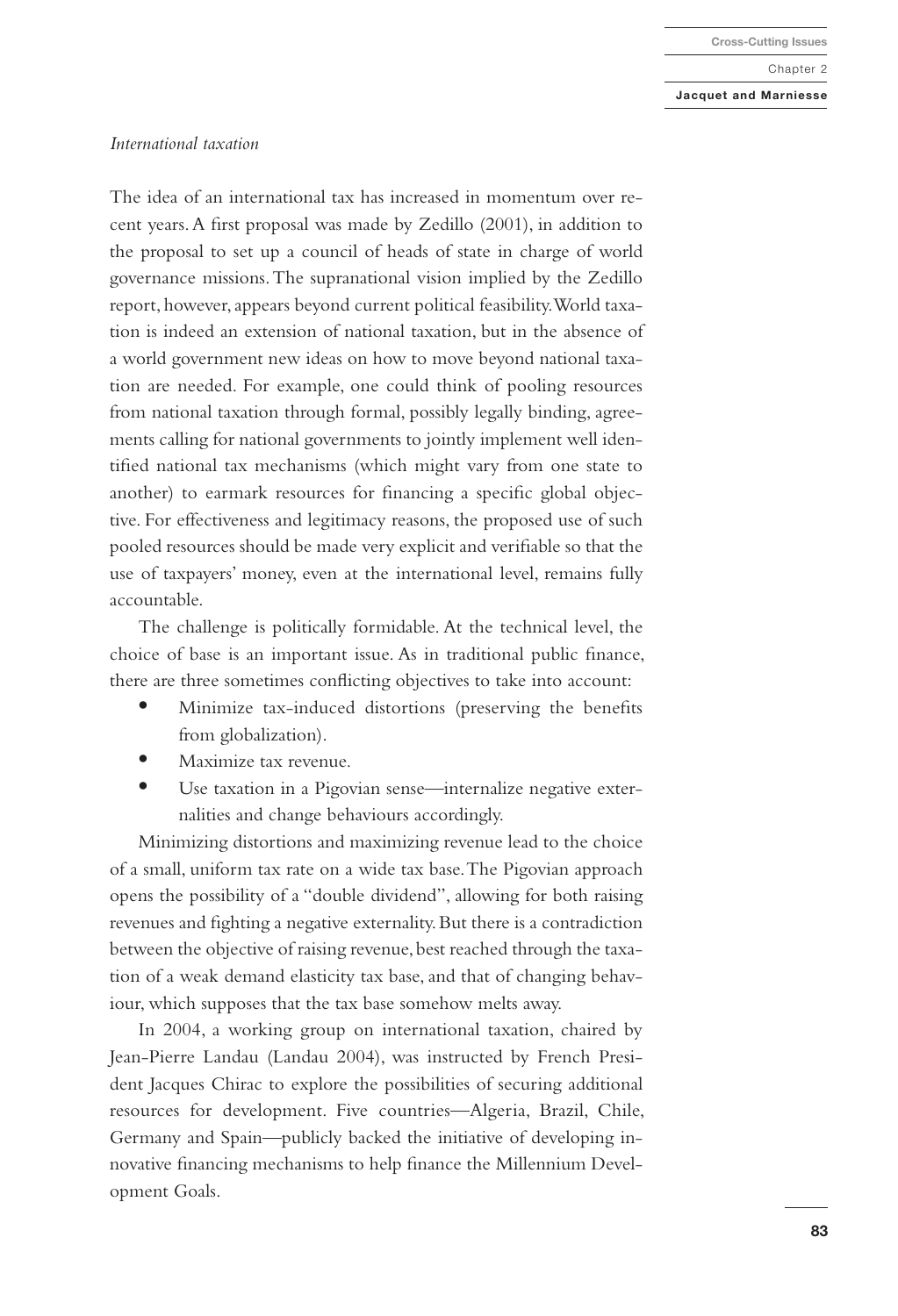*International taxation*

The idea of an international tax has increased in momentum over recent years. A first proposal was made by Zedillo (2001), in addition to the proposal to set up a council of heads of state in charge of world governance missions. The supranational vision implied by the Zedillo report, however, appears beyond current political feasibility. World taxation is indeed an extension of national taxation, but in the absence of a world government new ideas on how to move beyond national taxation are needed. For example, one could think of pooling resources from national taxation through formal, possibly legally binding, agreements calling for national governments to jointly implement well identified national tax mechanisms (which might vary from one state to another) to earmark resources for financing a specific global objective. For effectiveness and legitimacy reasons, the proposed use of such pooled resources should be made very explicit and verifiable so that the use of taxpayers' money, even at the international level, remains fully accountable.

The challenge is politically formidable. At the technical level, the choice of base is an important issue. As in traditional public finance, there are three sometimes conflicting objectives to take into account:

- Minimize tax-induced distortions (preserving the benefits from globalization).
- Maximize tax revenue.
- Use taxation in a Pigovian sense—internalize negative externalities and change behaviours accordingly.

Minimizing distortions and maximizing revenue lead to the choice of a small, uniform tax rate on a wide tax base. The Pigovian approach opens the possibility of a "double dividend", allowing for both raising revenues and fighting a negative externality. But there is a contradiction between the objective of raising revenue, best reached through the taxation of a weak demand elasticity tax base, and that of changing behaviour, which supposes that the tax base somehow melts away.

In 2004, a working group on international taxation, chaired by Jean-Pierre Landau (Landau 2004), was instructed by French President Jacques Chirac to explore the possibilities of securing additional resources for development. Five countries—Algeria, Brazil, Chile, Germany and Spain—publicly backed the initiative of developing innovative financing mechanisms to help finance the Millennium Development Goals.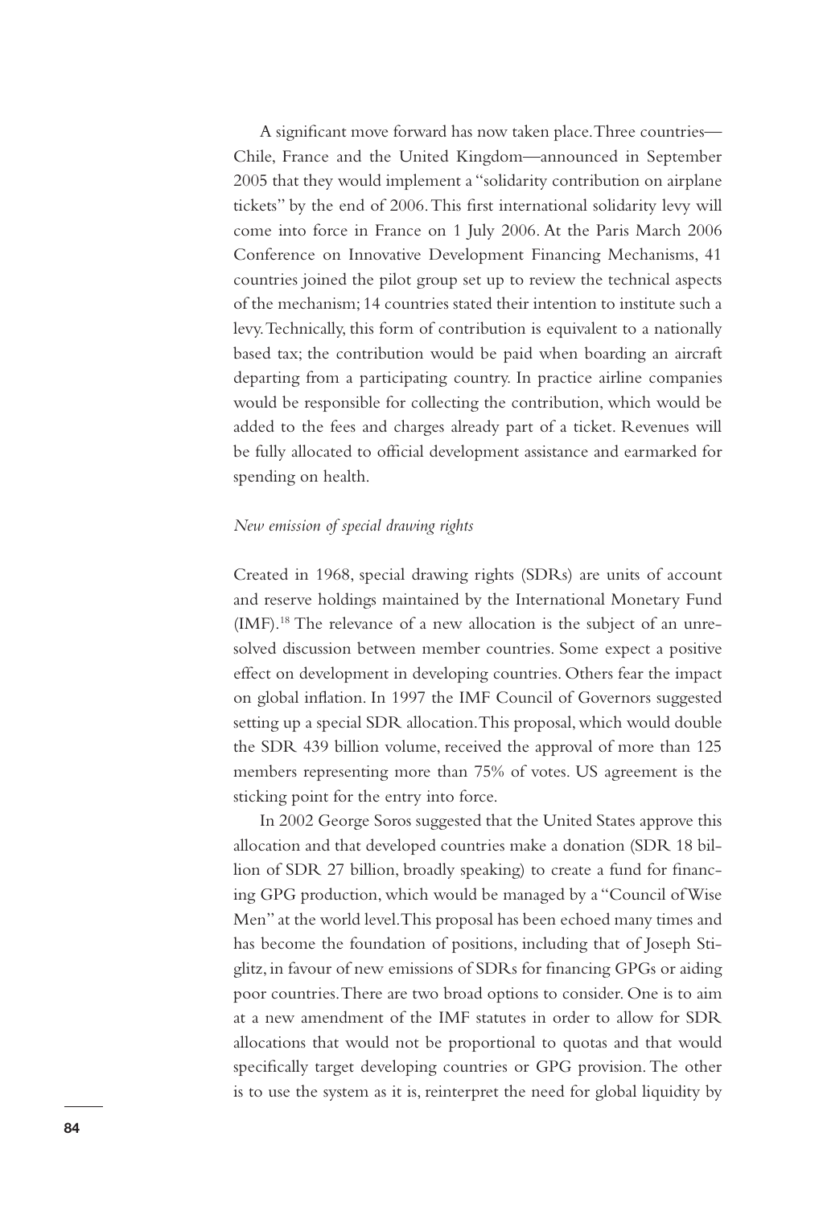A significant move forward has now taken place. Three countries—Chile, France and the United Kingdom—announced in September 2005 that they would implement a "solidarity contribution on airplane tickets" by the end of 2006. This first international solidarity levy will come into force in France on 1 July 2006. At the Paris March 2006 Conference on Innovative Development Financing Mechanisms, 41 countries joined the pilot group set up to review the technical aspects of the mechanism; 14 countries stated their intention to institute such a levy. Technically, this form of contribution is equivalent to a nationally based tax; the contribution would be paid when boarding an aircraft departing from a participating country. In practice airline companies would be responsible for collecting the contribution, which would be added to the fees and charges already part of a ticket. Revenues will be fully allocated to official development assistance and earmarked for spending on health.

*New emission of special drawing rights*

Created in 1968, special drawing rights (SDRs) are units of account and reserve holdings maintained by the International Monetary Fund (IMF).[18] The relevance of a new allocation is the subject of an unresolved discussion between member countries. Some expect a positive effect on development in developing countries. Others fear the impact on global inflation. In 1997 the IMF Council of Governors suggested setting up a special SDR allocation. This proposal, which would double the SDR 439 billion volume, received the approval of more than 125 members representing more than 75% of votes. US agreement is the sticking point for the entry into force.

In 2002 George Soros suggested that the United States approve this allocation and that developed countries make a donation (SDR 18 billion of SDR 27 billion, broadly speaking) to create a fund for financing GPG production, which would be managed by a "Council of Wise Men" at the world level. This proposal has been echoed many times and has become the foundation of positions, including that of Joseph Stiglitz, in favour of new emissions of SDRs for financing GPGs or aiding poor countries. There are two broad options to consider. One is to aim at a new amendment of the IMF statutes in order to allow for SDR allocations that would not be proportional to quotas and that would specifically target developing countries or GPG provision. The other is to use the system as it is, reinterpret the need for global liquidity by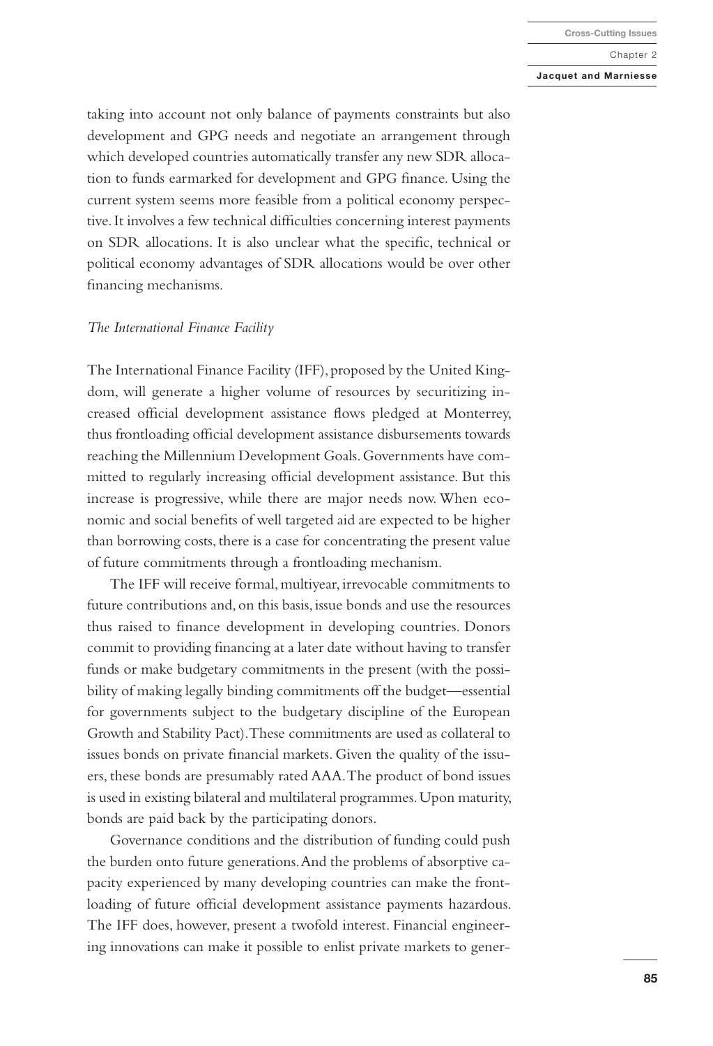taking into account not only balance of payments constraints but also development and GPG needs and negotiate an arrangement through which developed countries automatically transfer any new SDR allocation to funds earmarked for development and GPG finance. Using the current system seems more feasible from a political economy perspective. It involves a few technical difficulties concerning interest payments on SDR allocations. It is also unclear what the specific, technical or political economy advantages of SDR allocations would be over other financing mechanisms.

### *The International Finance Facility*

The International Finance Facility (IFF), proposed by the United Kingdom, will generate a higher volume of resources by securitizing increased official development assistance flows pledged at Monterrey, thus frontloading official development assistance disbursements towards reaching the Millennium Development Goals. Governments have committed to regularly increasing official development assistance. But this increase is progressive, while there are major needs now. When economic and social benefits of well targeted aid are expected to be higher than borrowing costs, there is a case for concentrating the present value of future commitments through a frontloading mechanism.

The IFF will receive formal, multiyear, irrevocable commitments to future contributions and, on this basis, issue bonds and use the resources thus raised to finance development in developing countries. Donors commit to providing financing at a later date without having to transfer funds or make budgetary commitments in the present (with the possibility of making legally binding commitments off the budget—essential for governments subject to the budgetary discipline of the European Growth and Stability Pact). These commitments are used as collateral to issues bonds on private financial markets. Given the quality of the issuers, these bonds are presumably rated AAA. The product of bond issues is used in existing bilateral and multilateral programmes. Upon maturity, bonds are paid back by the participating donors.

Governance conditions and the distribution of funding could push the burden onto future generations. And the problems of absorptive capacity experienced by many developing countries can make the frontloading of future official development assistance payments hazardous. The IFF does, however, present a twofold interest. Financial engineering innovations can make it possible to enlist private markets to gener-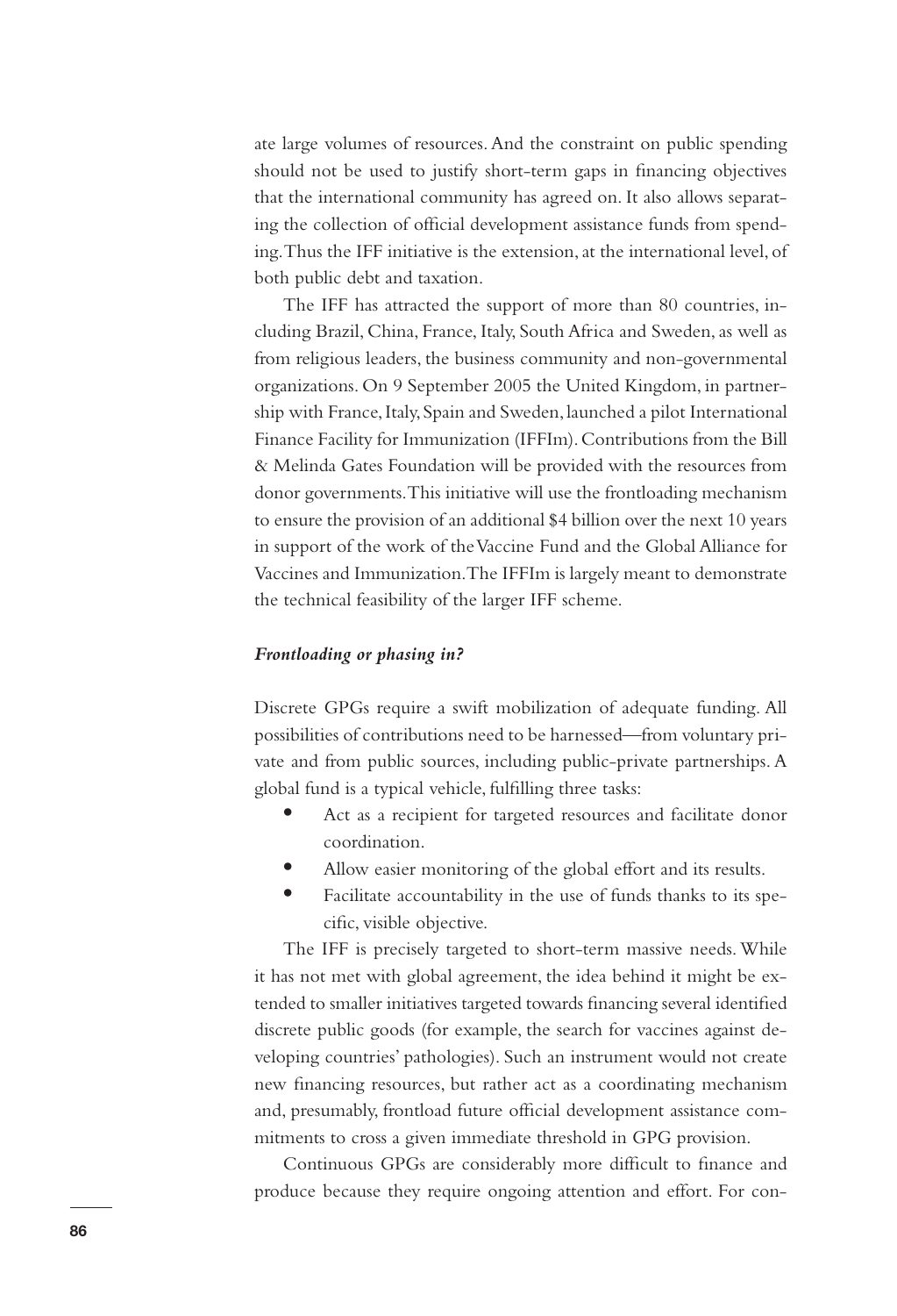ate large volumes of resources. And the constraint on public spending should not be used to justify short-term gaps in financing objectives that the international community has agreed on. It also allows separating the collection of official development assistance funds from spending. Thus the IFF initiative is the extension, at the international level, of both public debt and taxation.

The IFF has attracted the support of more than 80 countries, including Brazil, China, France, Italy, South Africa and Sweden, as well as from religious leaders, the business community and non-governmental organizations. On 9 September 2005 the United Kingdom, in partnership with France, Italy, Spain and Sweden, launched a pilot International Finance Facility for Immunization (IFFIm). Contributions from the Bill & Melinda Gates Foundation will be provided with the resources from donor governments. This initiative will use the frontloading mechanism to ensure the provision of an additional $4 billion over the next 10 years in support of the work of the Vaccine Fund and the Global Alliance for Vaccines and Immunization. The IFFIm is largely meant to demonstrate the technical feasibility of the larger IFF scheme.

***Frontloading or phasing in?***

Discrete GPGs require a swift mobilization of adequate funding. All possibilities of contributions need to be harnessed—from voluntary private and from public sources, including public-private partnerships. A global fund is a typical vehicle, fulfilling three tasks:

- Act as a recipient for targeted resources and facilitate donor coordination.
- Allow easier monitoring of the global effort and its results.
- Facilitate accountability in the use of funds thanks to its specific, visible objective.

The IFF is precisely targeted to short-term massive needs. While it has not met with global agreement, the idea behind it might be extended to smaller initiatives targeted towards financing several identified discrete public goods (for example, the search for vaccines against developing countries' pathologies). Such an instrument would not create new financing resources, but rather act as a coordinating mechanism and, presumably, frontload future official development assistance commitments to cross a given immediate threshold in GPG provision.

Continuous GPGs are considerably more difficult to finance and produce because they require ongoing attention and effort. For con-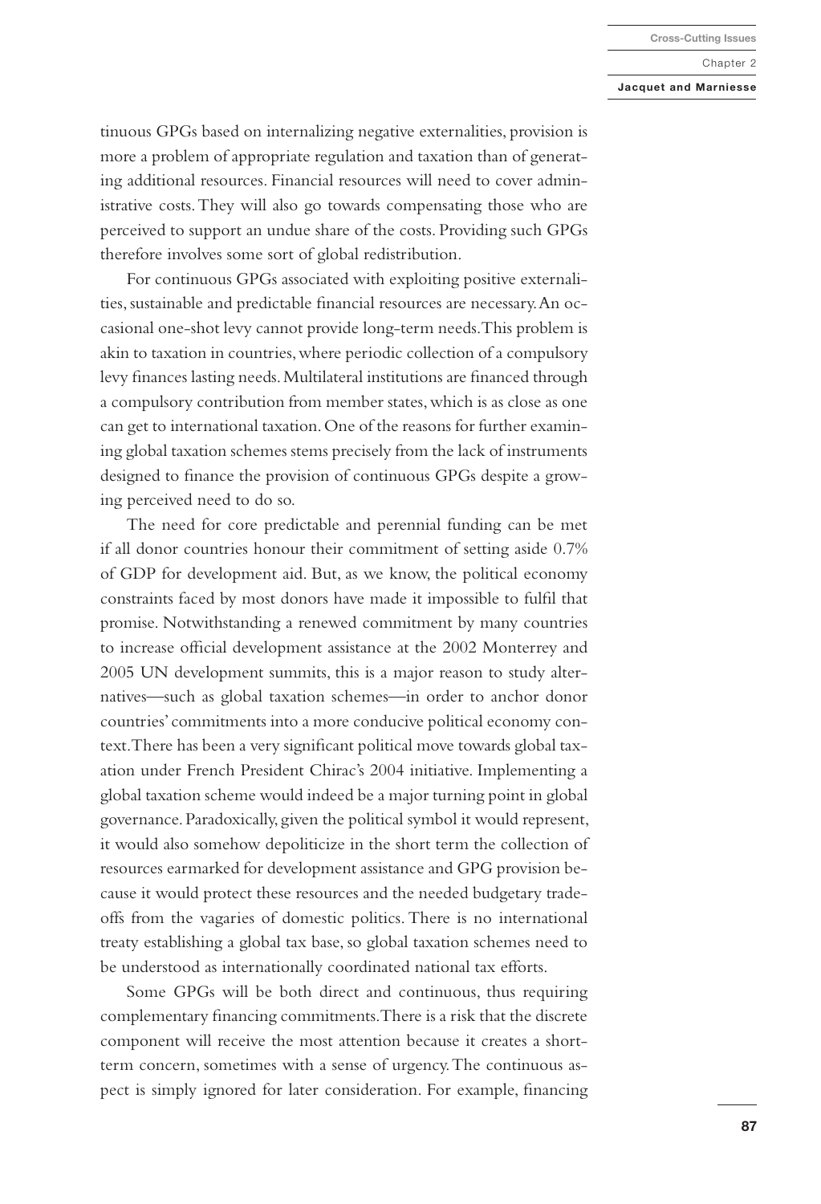tinuous GPGs based on internalizing negative externalities, provision is more a problem of appropriate regulation and taxation than of generating additional resources. Financial resources will need to cover administrative costs. They will also go towards compensating those who are perceived to support an undue share of the costs. Providing such GPGs therefore involves some sort of global redistribution.

For continuous GPGs associated with exploiting positive externalities, sustainable and predictable financial resources are necessary. An occasional one-shot levy cannot provide long-term needs. This problem is akin to taxation in countries, where periodic collection of a compulsory levy finances lasting needs. Multilateral institutions are financed through a compulsory contribution from member states, which is as close as one can get to international taxation. One of the reasons for further examining global taxation schemes stems precisely from the lack of instruments designed to finance the provision of continuous GPGs despite a growing perceived need to do so.

The need for core predictable and perennial funding can be met if all donor countries honour their commitment of setting aside 0.7% of GDP for development aid. But, as we know, the political economy constraints faced by most donors have made it impossible to fulfil that promise. Notwithstanding a renewed commitment by many countries to increase official development assistance at the 2002 Monterrey and 2005 UN development summits, this is a major reason to study alternatives—such as global taxation schemes—in order to anchor donor countries' commitments into a more conducive political economy context. There has been a very significant political move towards global taxation under French President Chirac's 2004 initiative. Implementing a global taxation scheme would indeed be a major turning point in global governance. Paradoxically, given the political symbol it would represent, it would also somehow depoliticize in the short term the collection of resources earmarked for development assistance and GPG provision because it would protect these resources and the needed budgetary trade-offs from the vagaries of domestic politics. There is no international treaty establishing a global tax base, so global taxation schemes need to be understood as internationally coordinated national tax efforts.

Some GPGs will be both direct and continuous, thus requiring complementary financing commitments. There is a risk that the discrete component will receive the most attention because it creates a short-term concern, sometimes with a sense of urgency. The continuous aspect is simply ignored for later consideration. For example, financing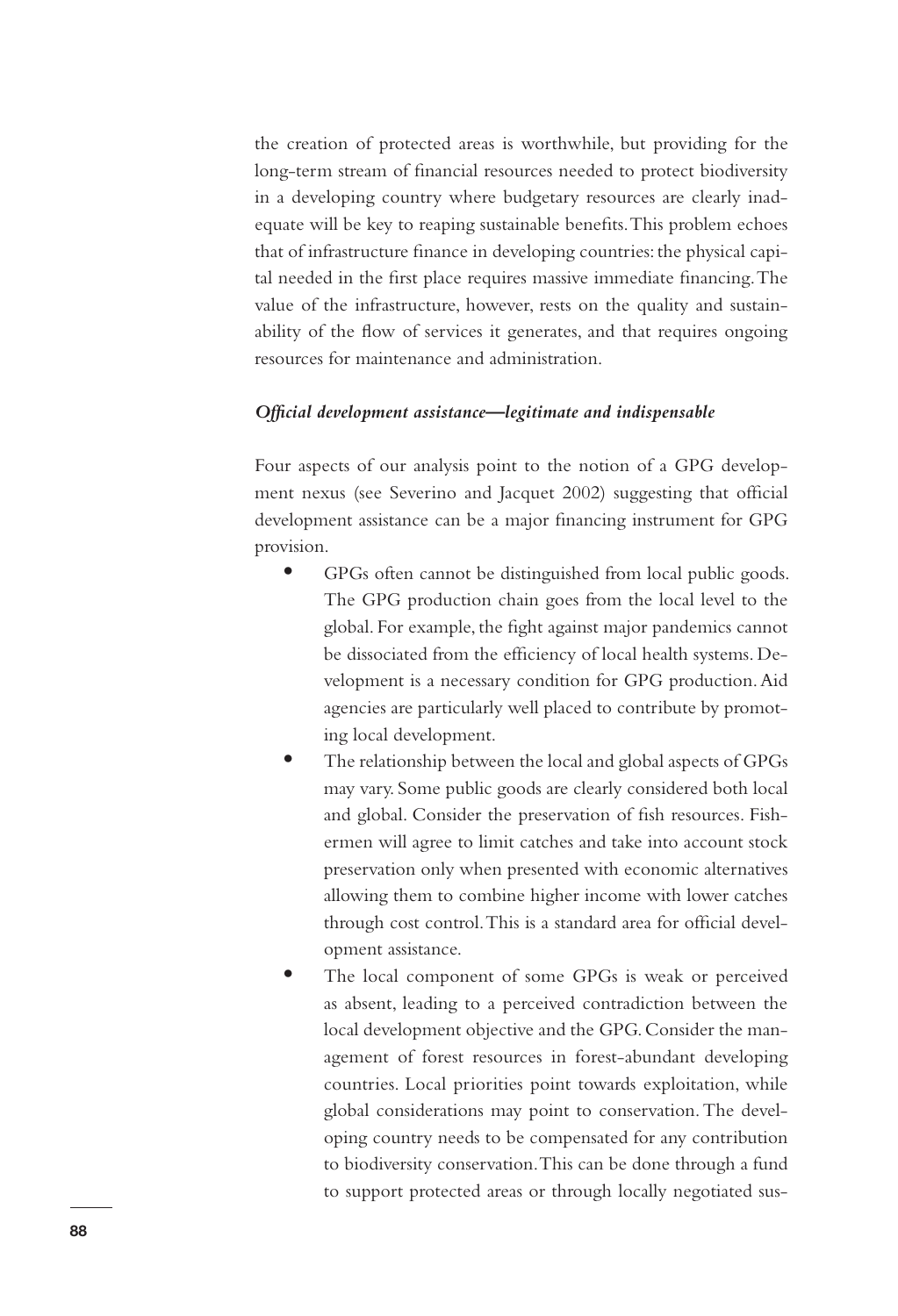the creation of protected areas is worthwhile, but providing for the long-term stream of financial resources needed to protect biodiversity in a developing country where budgetary resources are clearly inadequate will be key to reaping sustainable benefits. This problem echoes that of infrastructure finance in developing countries: the physical capital needed in the first place requires massive immediate financing. The value of the infrastructure, however, rests on the quality and sustainability of the flow of services it generates, and that requires ongoing resources for maintenance and administration.

***Official development assistance—legitimate and indispensable***

Four aspects of our analysis point to the notion of a GPG development nexus (see Severino and Jacquet 2002) suggesting that official development assistance can be a major financing instrument for GPG provision.

- GPGs often cannot be distinguished from local public goods. The GPG production chain goes from the local level to the global. For example, the fight against major pandemics cannot be dissociated from the efficiency of local health systems. Development is a necessary condition for GPG production. Aid agencies are particularly well placed to contribute by promoting local development.
- The relationship between the local and global aspects of GPGs may vary. Some public goods are clearly considered both local and global. Consider the preservation of fish resources. Fishermen will agree to limit catches and take into account stock preservation only when presented with economic alternatives allowing them to combine higher income with lower catches through cost control. This is a standard area for official development assistance.
- The local component of some GPGs is weak or perceived as absent, leading to a perceived contradiction between the local development objective and the GPG. Consider the management of forest resources in forest-abundant developing countries. Local priorities point towards exploitation, while global considerations may point to conservation. The developing country needs to be compensated for any contribution to biodiversity conservation. This can be done through a fund to support protected areas or through locally negotiated sus-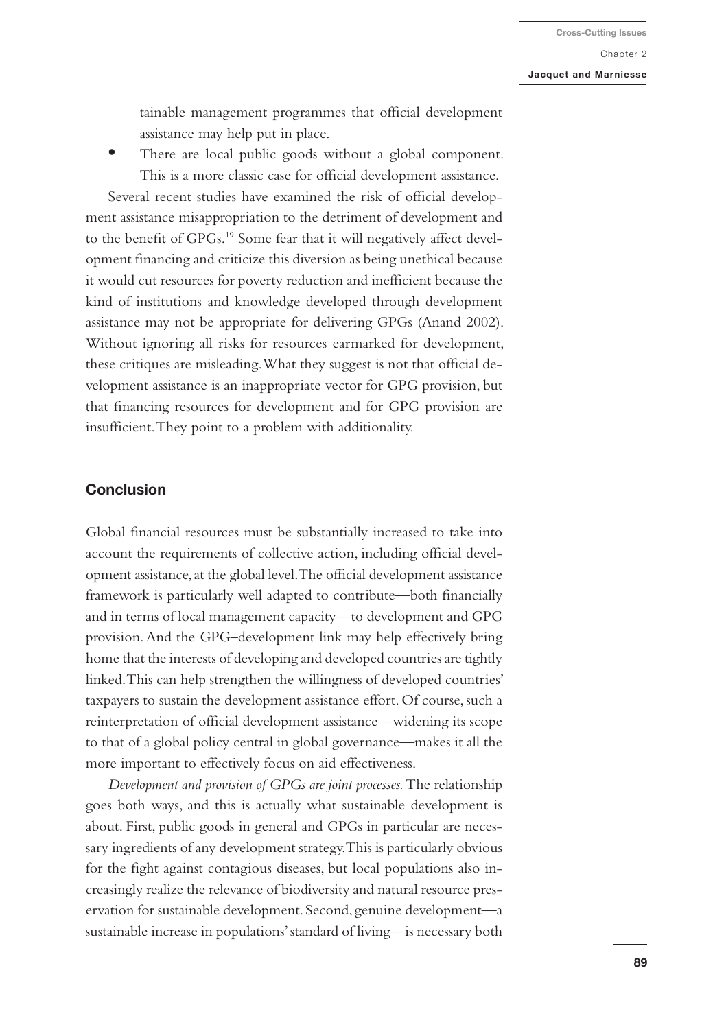tainable management programmes that official development assistance may help put in place.

- There are local public goods without a global component. This is a more classic case for official development assistance.

Several recent studies have examined the risk of official development assistance misappropriation to the detriment of development and to the benefit of GPGs.[19] Some fear that it will negatively affect development financing and criticize this diversion as being unethical because it would cut resources for poverty reduction and inefficient because the kind of institutions and knowledge developed through development assistance may not be appropriate for delivering GPGs (Anand 2002). Without ignoring all risks for resources earmarked for development, these critiques are misleading. What they suggest is not that official development assistance is an inappropriate vector for GPG provision, but that financing resources for development and for GPG provision are insufficient. They point to a problem with additionality.

## Conclusion

Global financial resources must be substantially increased to take into account the requirements of collective action, including official development assistance, at the global level. The official development assistance framework is particularly well adapted to contribute—both financially and in terms of local management capacity—to development and GPG provision. And the GPG–development link may help effectively bring home that the interests of developing and developed countries are tightly linked. This can help strengthen the willingness of developed countries' taxpayers to sustain the development assistance effort. Of course, such a reinterpretation of official development assistance—widening its scope to that of a global policy central in global governance—makes it all the more important to effectively focus on aid effectiveness.

*Development and provision of GPGs are joint processes.* The relationship goes both ways, and this is actually what sustainable development is about. First, public goods in general and GPGs in particular are necessary ingredients of any development strategy. This is particularly obvious for the fight against contagious diseases, but local populations also increasingly realize the relevance of biodiversity and natural resource preservation for sustainable development. Second, genuine development—a sustainable increase in populations' standard of living—is necessary both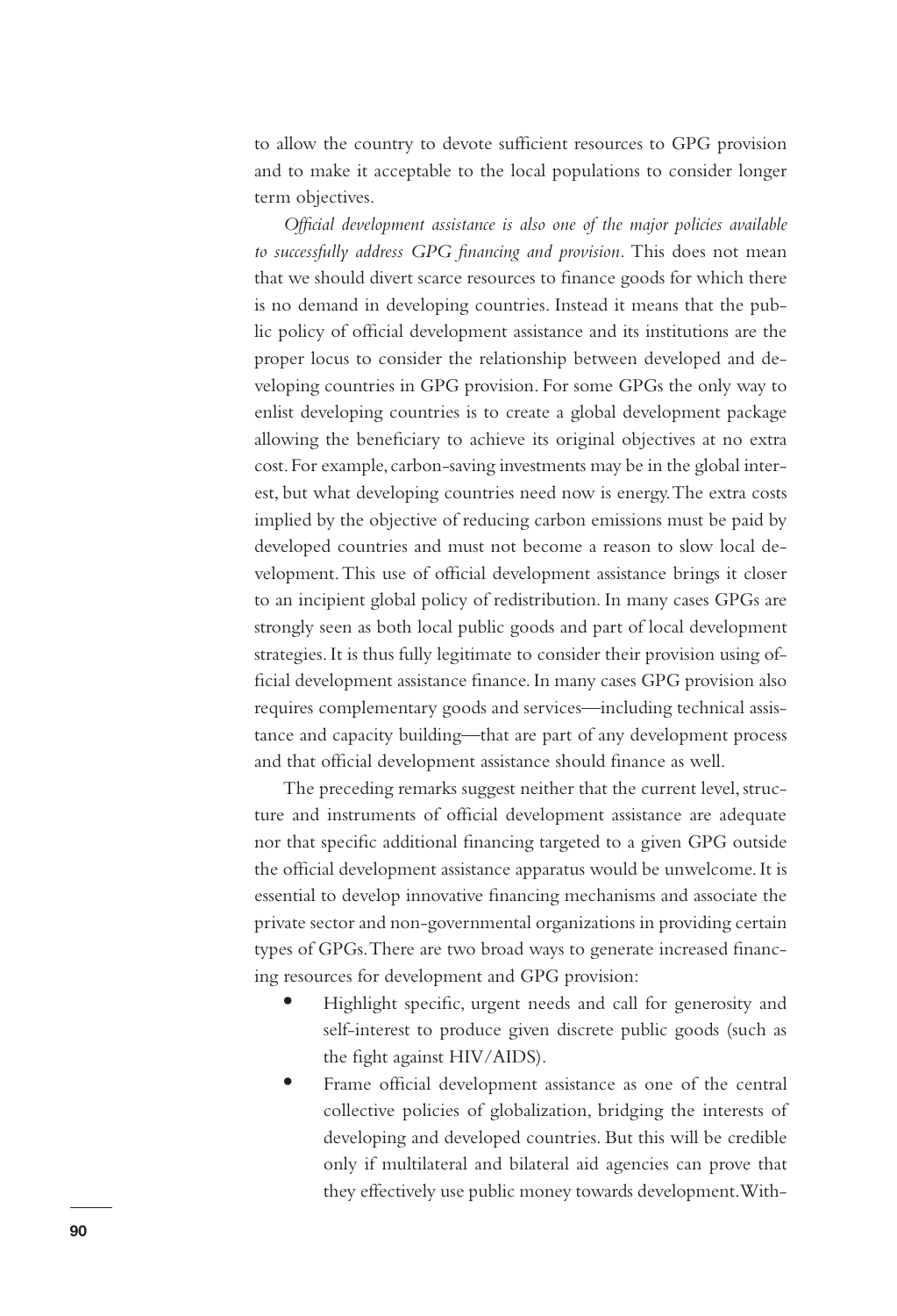to allow the country to devote sufficient resources to GPG provision and to make it acceptable to the local populations to consider longer term objectives.

*Official development assistance is also one of the major policies available to successfully address GPG financing and provision.* This does not mean that we should divert scarce resources to finance goods for which there is no demand in developing countries. Instead it means that the public policy of official development assistance and its institutions are the proper locus to consider the relationship between developed and developing countries in GPG provision. For some GPGs the only way to enlist developing countries is to create a global development package allowing the beneficiary to achieve its original objectives at no extra cost. For example, carbon-saving investments may be in the global interest, but what developing countries need now is energy. The extra costs implied by the objective of reducing carbon emissions must be paid by developed countries and must not become a reason to slow local development. This use of official development assistance brings it closer to an incipient global policy of redistribution. In many cases GPGs are strongly seen as both local public goods and part of local development strategies. It is thus fully legitimate to consider their provision using official development assistance finance. In many cases GPG provision also requires complementary goods and services—including technical assistance and capacity building—that are part of any development process and that official development assistance should finance as well.

The preceding remarks suggest neither that the current level, structure and instruments of official development assistance are adequate nor that specific additional financing targeted to a given GPG outside the official development assistance apparatus would be unwelcome. It is essential to develop innovative financing mechanisms and associate the private sector and non-governmental organizations in providing certain types of GPGs. There are two broad ways to generate increased financing resources for development and GPG provision:

- Highlight specific, urgent needs and call for generosity and self-interest to produce given discrete public goods (such as the fight against HIV/AIDS).
- Frame official development assistance as one of the central collective policies of globalization, bridging the interests of developing and developed countries. But this will be credible only if multilateral and bilateral aid agencies can prove that they effectively use public money towards development. With-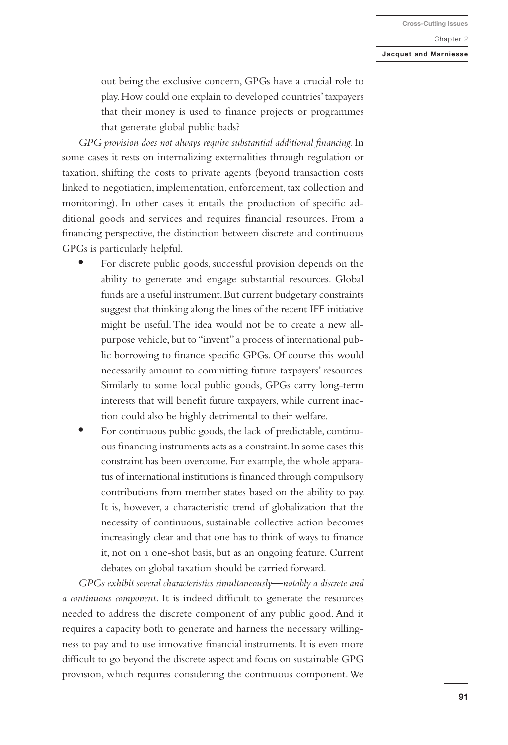out being the exclusive concern, GPGs have a crucial role to play. How could one explain to developed countries' taxpayers that their money is used to finance projects or programmes that generate global public bads?

*GPG provision does not always require substantial additional financing.* In some cases it rests on internalizing externalities through regulation or taxation, shifting the costs to private agents (beyond transaction costs linked to negotiation, implementation, enforcement, tax collection and monitoring). In other cases it entails the production of specific additional goods and services and requires financial resources. From a financing perspective, the distinction between discrete and continuous GPGs is particularly helpful.

- For discrete public goods, successful provision depends on the ability to generate and engage substantial resources. Global funds are a useful instrument. But current budgetary constraints suggest that thinking along the lines of the recent IFF initiative might be useful. The idea would not be to create a new all-purpose vehicle, but to "invent" a process of international public borrowing to finance specific GPGs. Of course this would necessarily amount to committing future taxpayers' resources. Similarly to some local public goods, GPGs carry long-term interests that will benefit future taxpayers, while current inaction could also be highly detrimental to their welfare.
- For continuous public goods, the lack of predictable, continuous financing instruments acts as a constraint. In some cases this constraint has been overcome. For example, the whole apparatus of international institutions is financed through compulsory contributions from member states based on the ability to pay. It is, however, a characteristic trend of globalization that the necessity of continuous, sustainable collective action becomes increasingly clear and that one has to think of ways to finance it, not on a one-shot basis, but as an ongoing feature. Current debates on global taxation should be carried forward.

*GPGs exhibit several characteristics simultaneously—notably a discrete and a continuous component.* It is indeed difficult to generate the resources needed to address the discrete component of any public good. And it requires a capacity both to generate and harness the necessary willingness to pay and to use innovative financial instruments. It is even more difficult to go beyond the discrete aspect and focus on sustainable GPG provision, which requires considering the continuous component. We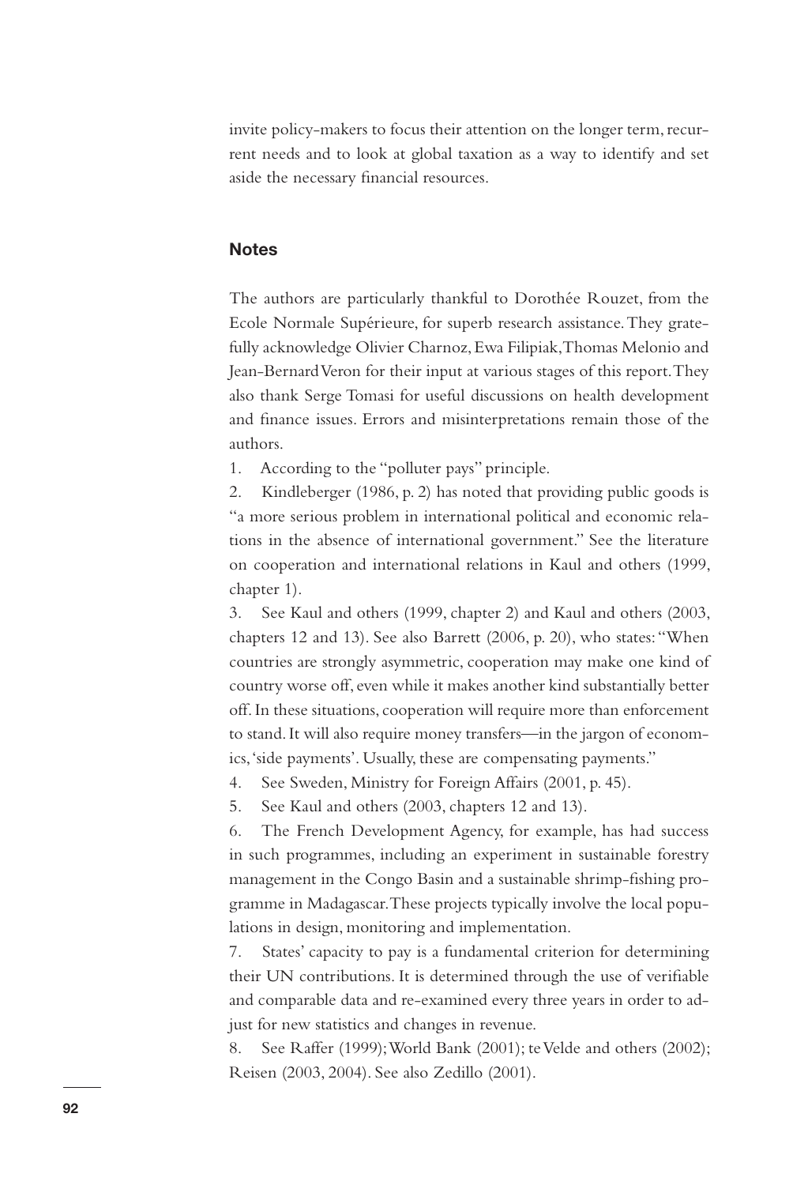invite policy-makers to focus their attention on the longer term, recurrent needs and to look at global taxation as a way to identify and set aside the necessary financial resources.

## Notes

The authors are particularly thankful to Dorothée Rouzet, from the Ecole Normale Supérieure, for superb research assistance. They gratefully acknowledge Olivier Charnoz, Ewa Filipiak, Thomas Melonio and Jean-Bernard Veron for their input at various stages of this report. They also thank Serge Tomasi for useful discussions on health development and finance issues. Errors and misinterpretations remain those of the authors.

1. According to the "polluter pays" principle.
2. Kindleberger (1986, p. 2) has noted that providing public goods is "a more serious problem in international political and economic relations in the absence of international government." See the literature on cooperation and international relations in Kaul and others (1999, chapter 1).
3. See Kaul and others (1999, chapter 2) and Kaul and others (2003, chapters 12 and 13). See also Barrett (2006, p. 20), who states: "When countries are strongly asymmetric, cooperation may make one kind of country worse off, even while it makes another kind substantially better off. In these situations, cooperation will require more than enforcement to stand. It will also require money transfers—in the jargon of economics, 'side payments'. Usually, these are compensating payments."
4. See Sweden, Ministry for Foreign Affairs (2001, p. 45).
5. See Kaul and others (2003, chapters 12 and 13).
6. The French Development Agency, for example, has had success in such programmes, including an experiment in sustainable forestry management in the Congo Basin and a sustainable shrimp-fishing programme in Madagascar. These projects typically involve the local populations in design, monitoring and implementation.
7. States' capacity to pay is a fundamental criterion for determining their UN contributions. It is determined through the use of verifiable and comparable data and re-examined every three years in order to adjust for new statistics and changes in revenue.
8. See Raffer (1999); World Bank (2001); te Velde and others (2002); Reisen (2003, 2004). See also Zedillo (2001).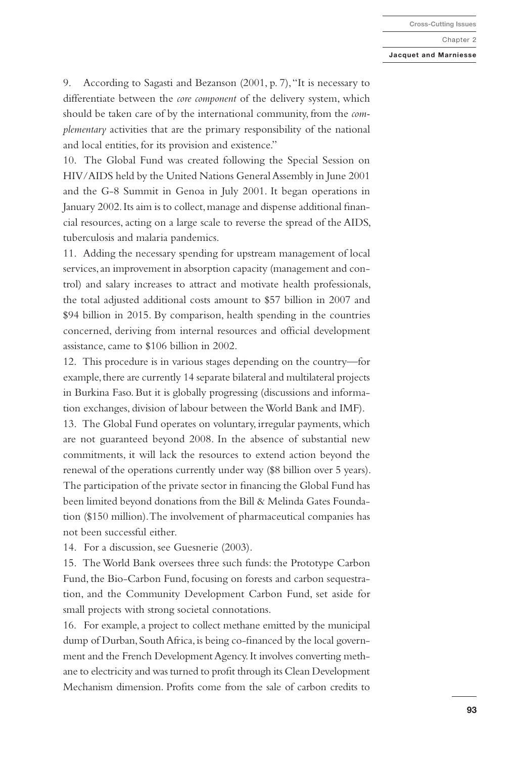9. According to Sagasti and Bezanson (2001, p. 7), "It is necessary to differentiate between the *core component* of the delivery system, which should be taken care of by the international community, from the *complementary* activities that are the primary responsibility of the national and local entities, for its provision and existence."

10. The Global Fund was created following the Special Session on HIV/AIDS held by the United Nations General Assembly in June 2001 and the G-8 Summit in Genoa in July 2001. It began operations in January 2002. Its aim is to collect, manage and dispense additional financial resources, acting on a large scale to reverse the spread of the AIDS, tuberculosis and malaria pandemics.

11. Adding the necessary spending for upstream management of local services, an improvement in absorption capacity (management and control) and salary increases to attract and motivate health professionals, the total adjusted additional costs amount to $57 billion in 2007 and $94 billion in 2015. By comparison, health spending in the countries concerned, deriving from internal resources and official development assistance, came to $106 billion in 2002.

12. This procedure is in various stages depending on the country—for example, there are currently 14 separate bilateral and multilateral projects in Burkina Faso. But it is globally progressing (discussions and information exchanges, division of labour between the World Bank and IMF).

13. The Global Fund operates on voluntary, irregular payments, which are not guaranteed beyond 2008. In the absence of substantial new commitments, it will lack the resources to extend action beyond the renewal of the operations currently under way ($8 billion over 5 years). The participation of the private sector in financing the Global Fund has been limited beyond donations from the Bill & Melinda Gates Foundation ($150 million). The involvement of pharmaceutical companies has not been successful either.

14. For a discussion, see Guesnerie (2003).

15. The World Bank oversees three such funds: the Prototype Carbon Fund, the Bio-Carbon Fund, focusing on forests and carbon sequestration, and the Community Development Carbon Fund, set aside for small projects with strong societal connotations.

16. For example, a project to collect methane emitted by the municipal dump of Durban, South Africa, is being co-financed by the local government and the French Development Agency. It involves converting methane to electricity and was turned to profit through its Clean Development Mechanism dimension. Profits come from the sale of carbon credits to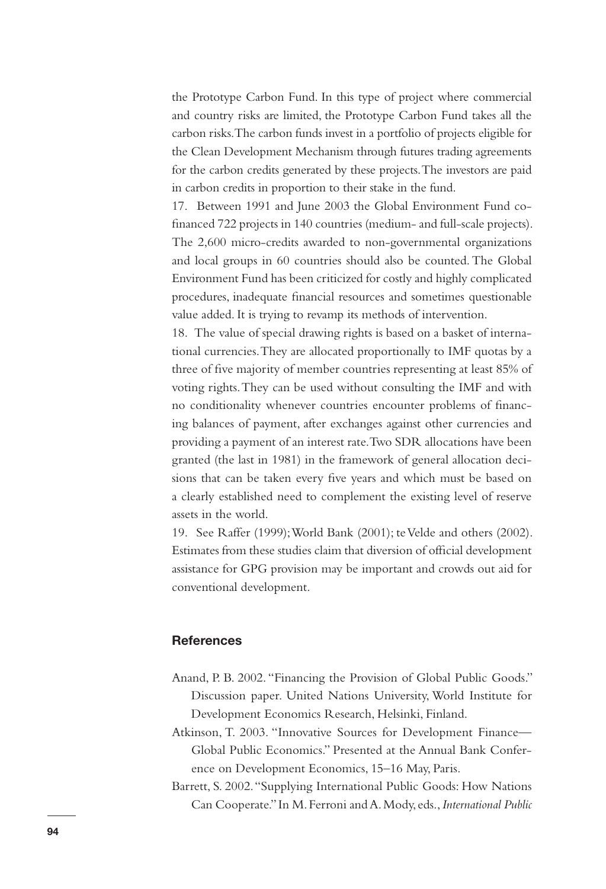the Prototype Carbon Fund. In this type of project where commercial and country risks are limited, the Prototype Carbon Fund takes all the carbon risks. The carbon funds invest in a portfolio of projects eligible for the Clean Development Mechanism through futures trading agreements for the carbon credits generated by these projects. The investors are paid in carbon credits in proportion to their stake in the fund.

17. Between 1991 and June 2003 the Global Environment Fund co-financed 722 projects in 140 countries (medium- and full-scale projects). The 2,600 micro-credits awarded to non-governmental organizations and local groups in 60 countries should also be counted. The Global Environment Fund has been criticized for costly and highly complicated procedures, inadequate financial resources and sometimes questionable value added. It is trying to revamp its methods of intervention.

18. The value of special drawing rights is based on a basket of international currencies. They are allocated proportionally to IMF quotas by a three of five majority of member countries representing at least 85% of voting rights. They can be used without consulting the IMF and with no conditionality whenever countries encounter problems of financing balances of payment, after exchanges against other currencies and providing a payment of an interest rate. Two SDR allocations have been granted (the last in 1981) in the framework of general allocation decisions that can be taken every five years and which must be based on a clearly established need to complement the existing level of reserve assets in the world.

19. See Raffer (1999); World Bank (2001); te Velde and others (2002). Estimates from these studies claim that diversion of official development assistance for GPG provision may be important and crowds out aid for conventional development.

## References

Anand, P. B. 2002. "Financing the Provision of Global Public Goods." Discussion paper. United Nations University, World Institute for Development Economics Research, Helsinki, Finland.

Atkinson, T. 2003. "Innovative Sources for Development Finance—Global Public Economics." Presented at the Annual Bank Conference on Development Economics, 15–16 May, Paris.

Barrett, S. 2002. "Supplying International Public Goods: How Nations Can Cooperate." In M. Ferroni and A. Mody, eds., *International Public*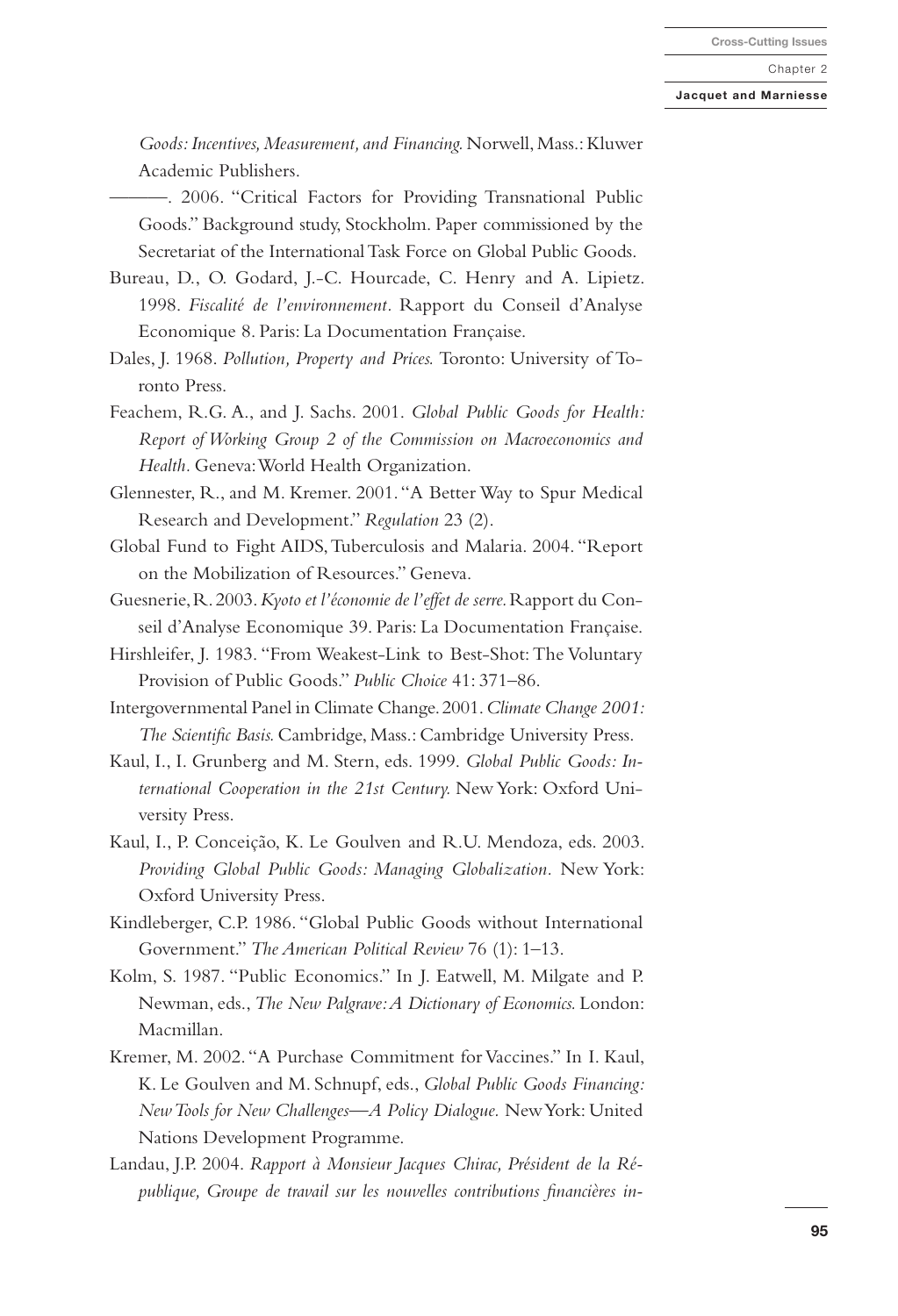*Goods: Incentives, Measurement, and Financing.* Norwell, Mass.: Kluwer Academic Publishers.

———. 2006. "Critical Factors for Providing Transnational Public Goods." Background study, Stockholm. Paper commissioned by the Secretariat of the International Task Force on Global Public Goods.

Bureau, D., O. Godard, J.-C. Hourcade, C. Henry and A. Lipietz. 1998. *Fiscalité de l'environnement*. Rapport du Conseil d'Analyse Economique 8. Paris: La Documentation Française.

Dales, J. 1968. *Pollution, Property and Prices.* Toronto: University of Toronto Press.

Feachem, R.G. A., and J. Sachs. 2001. *Global Public Goods for Health: Report of Working Group 2 of the Commission on Macroeconomics and Health*. Geneva: World Health Organization.

Glennester, R., and M. Kremer. 2001. "A Better Way to Spur Medical Research and Development." *Regulation* 23 (2).

Global Fund to Fight AIDS, Tuberculosis and Malaria. 2004. "Report on the Mobilization of Resources." Geneva.

Guesnerie, R. 2003. *Kyoto et l'économie de l'effet de serre.* Rapport du Conseil d'Analyse Economique 39. Paris: La Documentation Française.

Hirshleifer, J. 1983. "From Weakest-Link to Best-Shot: The Voluntary Provision of Public Goods." *Public Choice* 41: 371–86.

Intergovernmental Panel in Climate Change. 2001. *Climate Change 2001: The Scientific Basis.* Cambridge, Mass.: Cambridge University Press.

Kaul, I., I. Grunberg and M. Stern, eds. 1999. *Global Public Goods: International Cooperation in the 21st Century.* New York: Oxford University Press.

Kaul, I., P. Conceição, K. Le Goulven and R.U. Mendoza, eds. 2003. *Providing Global Public Goods: Managing Globalization.* New York: Oxford University Press.

Kindleberger, C.P. 1986. "Global Public Goods without International Government." *The American Political Review* 76 (1): 1–13.

Kolm, S. 1987. "Public Economics." In J. Eatwell, M. Milgate and P. Newman, eds., *The New Palgrave: A Dictionary of Economics.* London: Macmillan.

Kremer, M. 2002. "A Purchase Commitment for Vaccines." In I. Kaul, K. Le Goulven and M. Schnupf, eds., *Global Public Goods Financing: New Tools for New Challenges—A Policy Dialogue.* New York: United Nations Development Programme.

Landau, J.P. 2004. *Rapport à Monsieur Jacques Chirac, Président de la République, Groupe de travail sur les nouvelles contributions financières in-*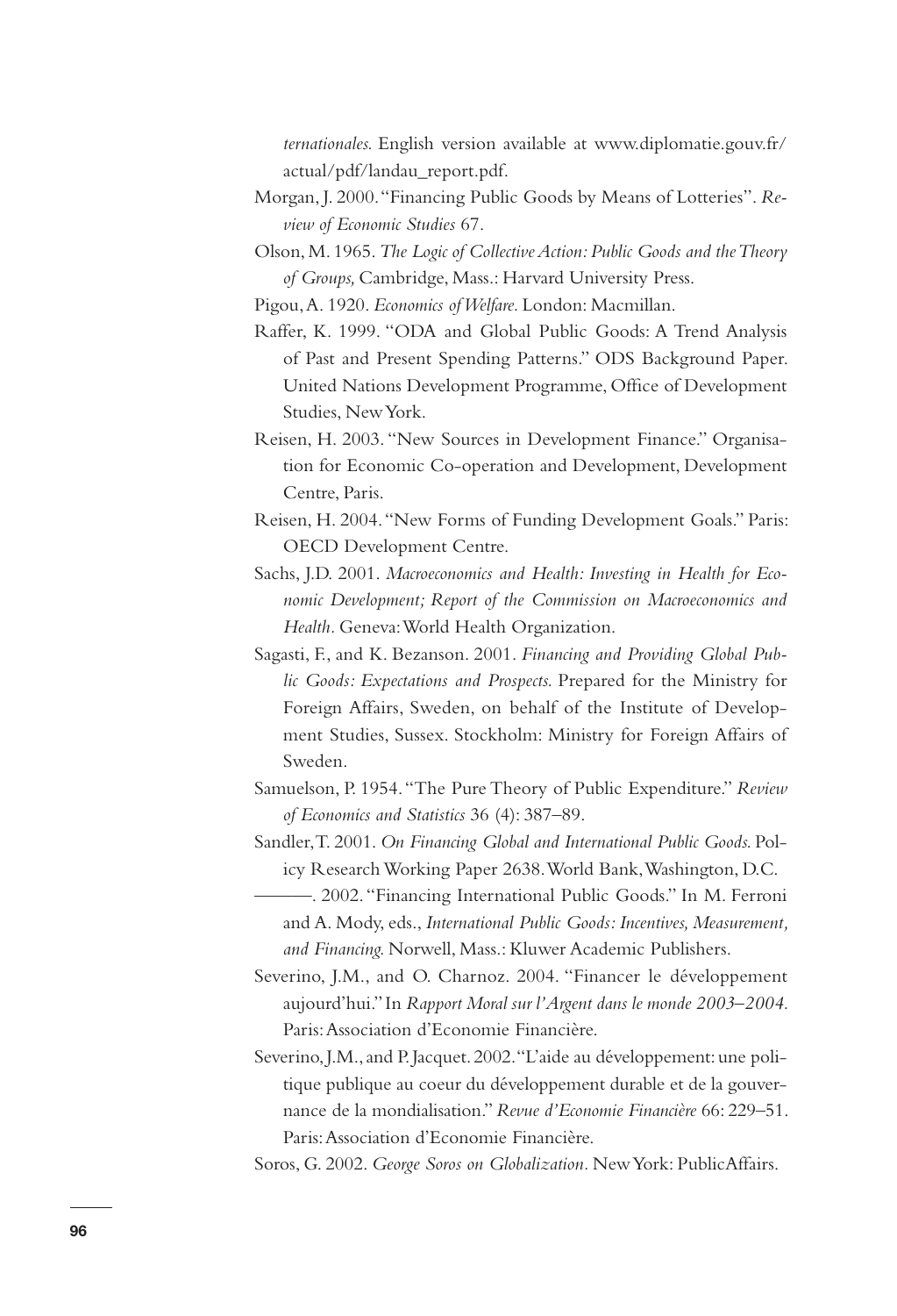*ternationales.* English version available at www.diplomatie.gouv.fr/actual/pdf/landau_report.pdf.

Morgan, J. 2000. "Financing Public Goods by Means of Lotteries". *Review of Economic Studies* 67.

Olson, M. 1965. *The Logic of Collective Action: Public Goods and the Theory of Groups,* Cambridge, Mass.: Harvard University Press.

Pigou, A. 1920. *Economics of Welfare.* London: Macmillan.

Raffer, K. 1999. "ODA and Global Public Goods: A Trend Analysis of Past and Present Spending Patterns." ODS Background Paper. United Nations Development Programme, Office of Development Studies, New York.

Reisen, H. 2003. "New Sources in Development Finance." Organisation for Economic Co-operation and Development, Development Centre, Paris.

Reisen, H. 2004. "New Forms of Funding Development Goals." Paris: OECD Development Centre.

Sachs, J.D. 2001. *Macroeconomics and Health: Investing in Health for Economic Development; Report of the Commission on Macroeconomics and Health.* Geneva: World Health Organization.

Sagasti, F., and K. Bezanson. 2001. *Financing and Providing Global Public Goods: Expectations and Prospects.* Prepared for the Ministry for Foreign Affairs, Sweden, on behalf of the Institute of Development Studies, Sussex. Stockholm: Ministry for Foreign Affairs of Sweden.

Samuelson, P. 1954. "The Pure Theory of Public Expenditure." *Review of Economics and Statistics* 36 (4): 387–89.

Sandler, T. 2001. *On Financing Global and International Public Goods.* Policy Research Working Paper 2638. World Bank, Washington, D.C.

———. 2002. "Financing International Public Goods." In M. Ferroni and A. Mody, eds., *International Public Goods: Incentives, Measurement, and Financing.* Norwell, Mass.: Kluwer Academic Publishers.

Severino, J.M., and O. Charnoz. 2004. "Financer le développement aujourd'hui." In *Rapport Moral sur l'Argent dans le monde 2003–2004.* Paris: Association d'Economie Financière.

Severino, J.M., and P. Jacquet. 2002. "L'aide au développement: une politique publique au coeur du développement durable et de la gouvernance de la mondialisation." *Revue d'Economie Financière* 66: 229–51. Paris: Association d'Economie Financière.

Soros, G. 2002. *George Soros on Globalization.* New York: PublicAffairs.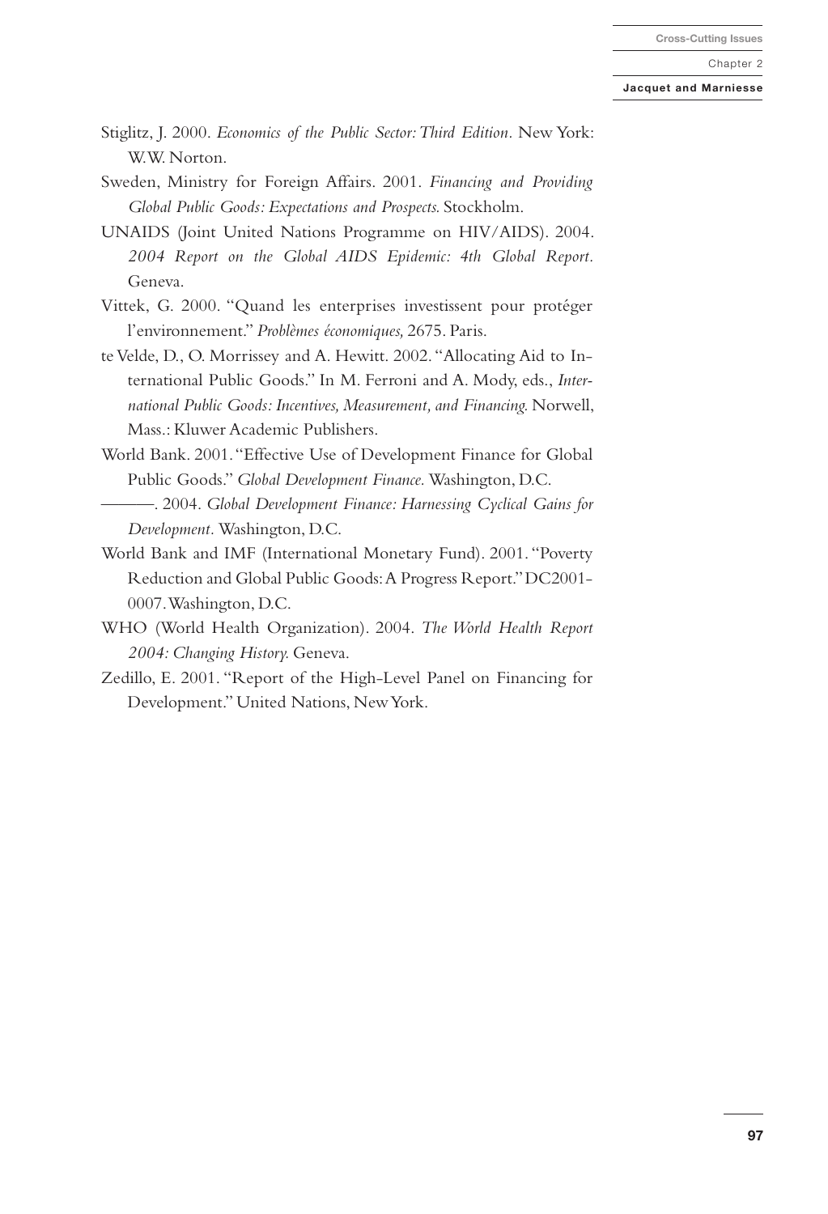Stiglitz, J. 2000. *Economics of the Public Sector: Third Edition*. New York: W.W. Norton.

Sweden, Ministry for Foreign Affairs. 2001. *Financing and Providing Global Public Goods: Expectations and Prospects.* Stockholm.

UNAIDS (Joint United Nations Programme on HIV/AIDS). 2004. *2004 Report on the Global AIDS Epidemic: 4th Global Report.* Geneva.

Vittek, G. 2000. "Quand les enterprises investissent pour protéger l'environnement." *Problèmes économiques,* 2675. Paris.

te Velde, D., O. Morrissey and A. Hewitt. 2002. "Allocating Aid to International Public Goods." In M. Ferroni and A. Mody, eds., *International Public Goods: Incentives, Measurement, and Financing.* Norwell, Mass.: Kluwer Academic Publishers.

World Bank. 2001. "Effective Use of Development Finance for Global Public Goods." *Global Development Finance.* Washington, D.C.

———. 2004. *Global Development Finance: Harnessing Cyclical Gains for Development.* Washington, D.C.

World Bank and IMF (International Monetary Fund). 2001. "Poverty Reduction and Global Public Goods: A Progress Report." DC2001-0007. Washington, D.C.

WHO (World Health Organization). 2004. *The World Health Report 2004: Changing History.* Geneva.

Zedillo, E. 2001. "Report of the High-Level Panel on Financing for Development." United Nations, New York.